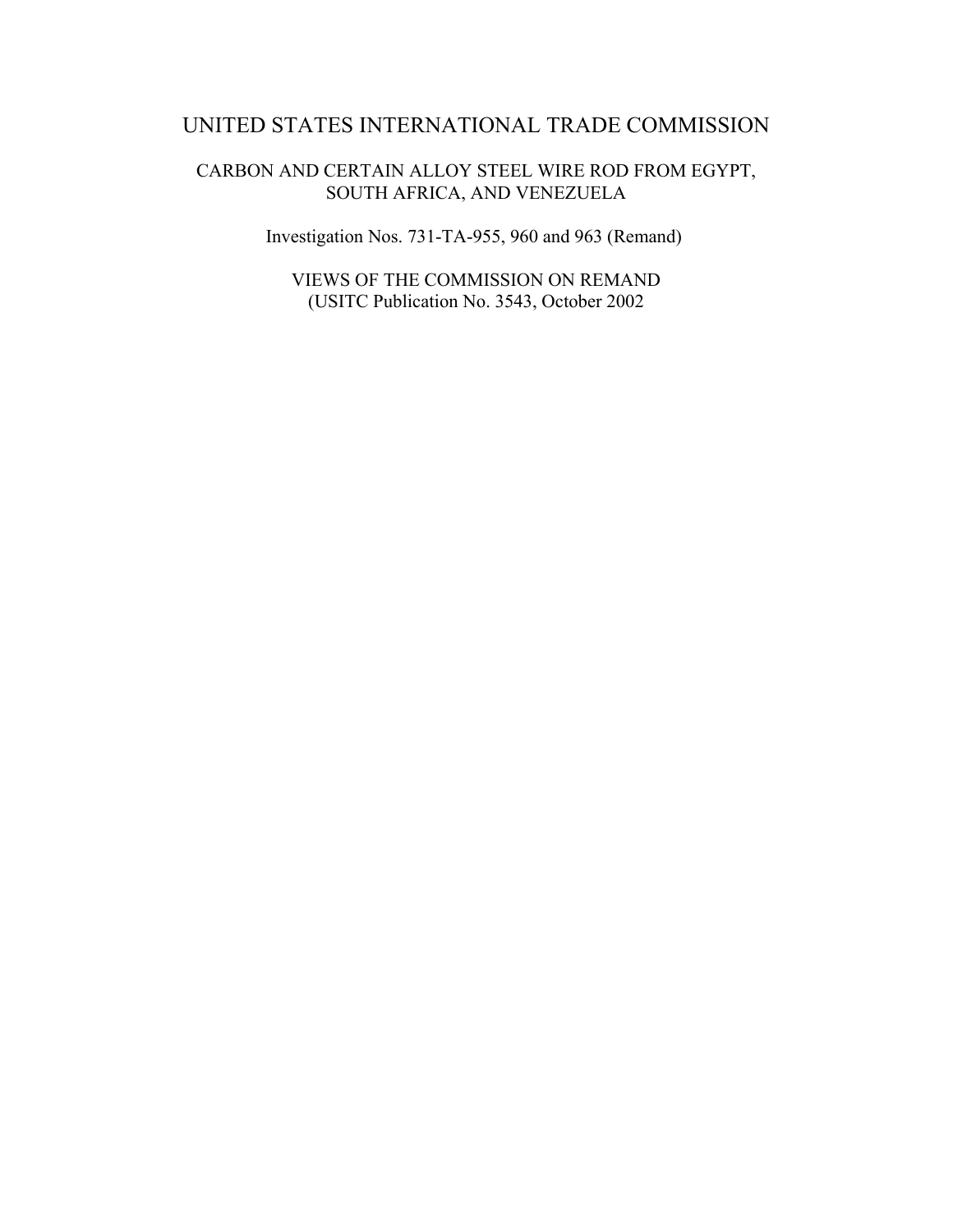# UNITED STATES INTERNATIONAL TRADE COMMISSION

## CARBON AND CERTAIN ALLOY STEEL WIRE ROD FROM EGYPT, SOUTH AFRICA, AND VENEZUELA

Investigation Nos. 731-TA-955, 960 and 963 (Remand)

VIEWS OF THE COMMISSION ON REMAND
(USITC Publication No. 3543, October 2002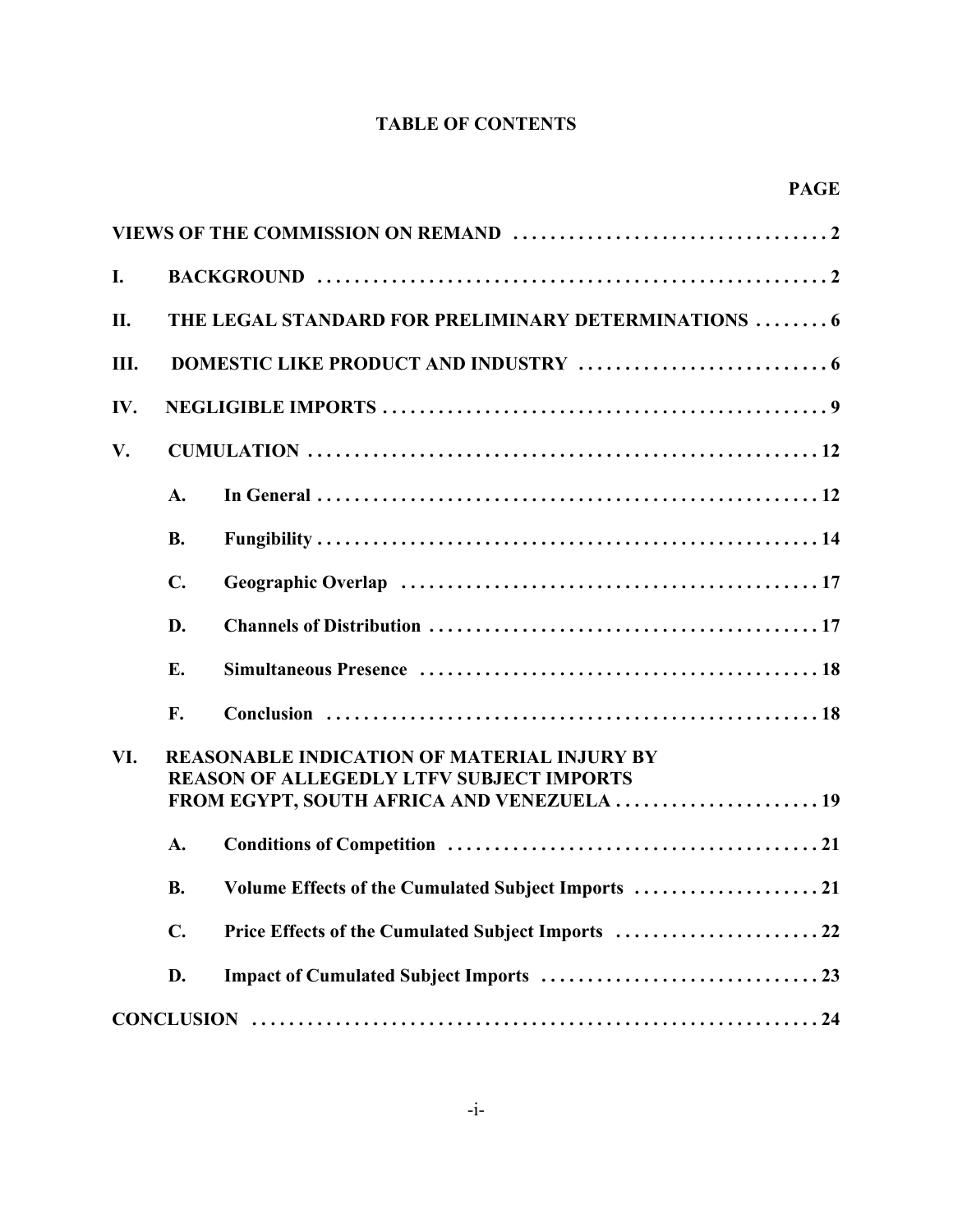# TABLE OF CONTENTS

| | | | PAGE |
|---|---|---|---|
| VIEWS OF THE COMMISSION ON REMAND | | | 2 |
| I. | BACKGROUND | | 2 |
| II. | THE LEGAL STANDARD FOR PRELIMINARY DETERMINATIONS | | 6 |
| III. | DOMESTIC LIKE PRODUCT AND INDUSTRY | | 6 |
| IV. | NEGLIGIBLE IMPORTS | | 9 |
| V. | CUMULATION | | 12 |
| | A. | In General | 12 |
| | B. | Fungibility | 14 |
| | C. | Geographic Overlap | 17 |
| | D. | Channels of Distribution | 17 |
| | E. | Simultaneous Presence | 18 |
| | F. | Conclusion | 18 |
| VI. | REASONABLE INDICATION OF MATERIAL INJURY BY REASON OF ALLEGEDLY LTFV SUBJECT IMPORTS FROM EGYPT, SOUTH AFRICA AND VENEZUELA | | 19 |
| | A. | Conditions of Competition | 21 |
| | B. | Volume Effects of the Cumulated Subject Imports | 21 |
| | C. | Price Effects of the Cumulated Subject Imports | 22 |
| | D. | Impact of Cumulated Subject Imports | 23 |
| CONCLUSION | | | 24 |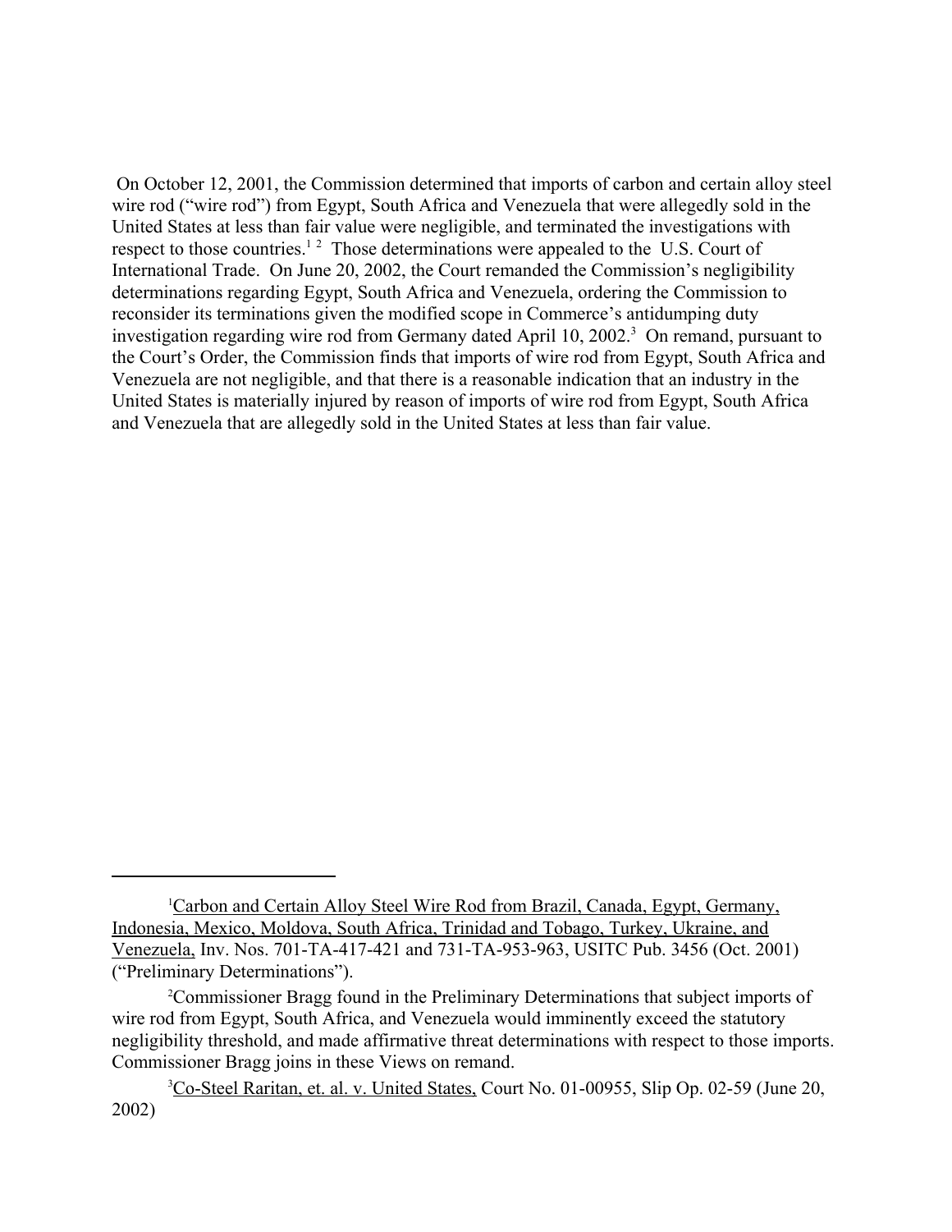On October 12, 2001, the Commission determined that imports of carbon and certain alloy steel wire rod ("wire rod") from Egypt, South Africa and Venezuela that were allegedly sold in the United States at less than fair value were negligible, and terminated the investigations with respect to those countries.[1] [2] Those determinations were appealed to the U.S. Court of International Trade. On June 20, 2002, the Court remanded the Commission's negligibility determinations regarding Egypt, South Africa and Venezuela, ordering the Commission to reconsider its terminations given the modified scope in Commerce's antidumping duty investigation regarding wire rod from Germany dated April 10, 2002.[3] On remand, pursuant to the Court's Order, the Commission finds that imports of wire rod from Egypt, South Africa and Venezuela are not negligible, and that there is a reasonable indication that an industry in the United States is materially injured by reason of imports of wire rod from Egypt, South Africa and Venezuela that are allegedly sold in the United States at less than fair value.

---

[1] Carbon and Certain Alloy Steel Wire Rod from Brazil, Canada, Egypt, Germany, Indonesia, Mexico, Moldova, South Africa, Trinidad and Tobago, Turkey, Ukraine, and Venezuela, Inv. Nos. 701-TA-417-421 and 731-TA-953-963, USITC Pub. 3456 (Oct. 2001) ("Preliminary Determinations").

[2] Commissioner Bragg found in the Preliminary Determinations that subject imports of wire rod from Egypt, South Africa, and Venezuela would imminently exceed the statutory negligibility threshold, and made affirmative threat determinations with respect to those imports. Commissioner Bragg joins in these Views on remand.

[3] Co-Steel Raritan, et. al. v. United States, Court No. 01-00955, Slip Op. 02-59 (June 20, 2002)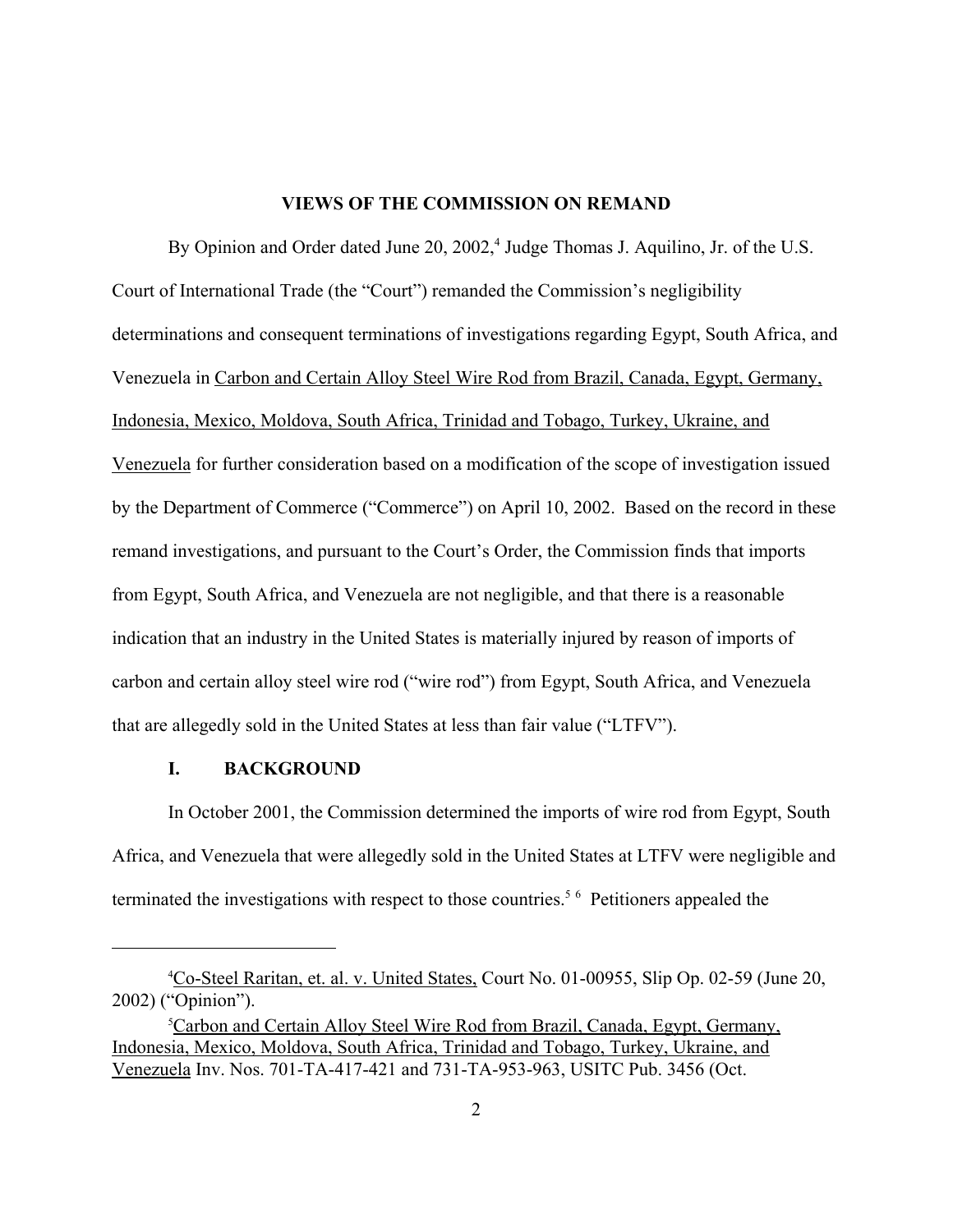## VIEWS OF THE COMMISSION ON REMAND

By Opinion and Order dated June 20, 2002,[4] Judge Thomas J. Aquilino, Jr. of the U.S. Court of International Trade (the "Court") remanded the Commission's negligibility determinations and consequent terminations of investigations regarding Egypt, South Africa, and Venezuela in Carbon and Certain Alloy Steel Wire Rod from Brazil, Canada, Egypt, Germany, Indonesia, Mexico, Moldova, South Africa, Trinidad and Tobago, Turkey, Ukraine, and Venezuela for further consideration based on a modification of the scope of investigation issued by the Department of Commerce ("Commerce") on April 10, 2002. Based on the record in these remand investigations, and pursuant to the Court's Order, the Commission finds that imports from Egypt, South Africa, and Venezuela are not negligible, and that there is a reasonable indication that an industry in the United States is materially injured by reason of imports of carbon and certain alloy steel wire rod ("wire rod") from Egypt, South Africa, and Venezuela that are allegedly sold in the United States at less than fair value ("LTFV").

### I. BACKGROUND

In October 2001, the Commission determined the imports of wire rod from Egypt, South Africa, and Venezuela that were allegedly sold in the United States at LTFV were negligible and terminated the investigations with respect to those countries.[5] [6] Petitioners appealed the

---

[4] Co-Steel Raritan, et. al. v. United States, Court No. 01-00955, Slip Op. 02-59 (June 20, 2002) ("Opinion").

[5] Carbon and Certain Alloy Steel Wire Rod from Brazil, Canada, Egypt, Germany, Indonesia, Mexico, Moldova, South Africa, Trinidad and Tobago, Turkey, Ukraine, and Venezuela Inv. Nos. 701-TA-417-421 and 731-TA-953-963, USITC Pub. 3456 (Oct.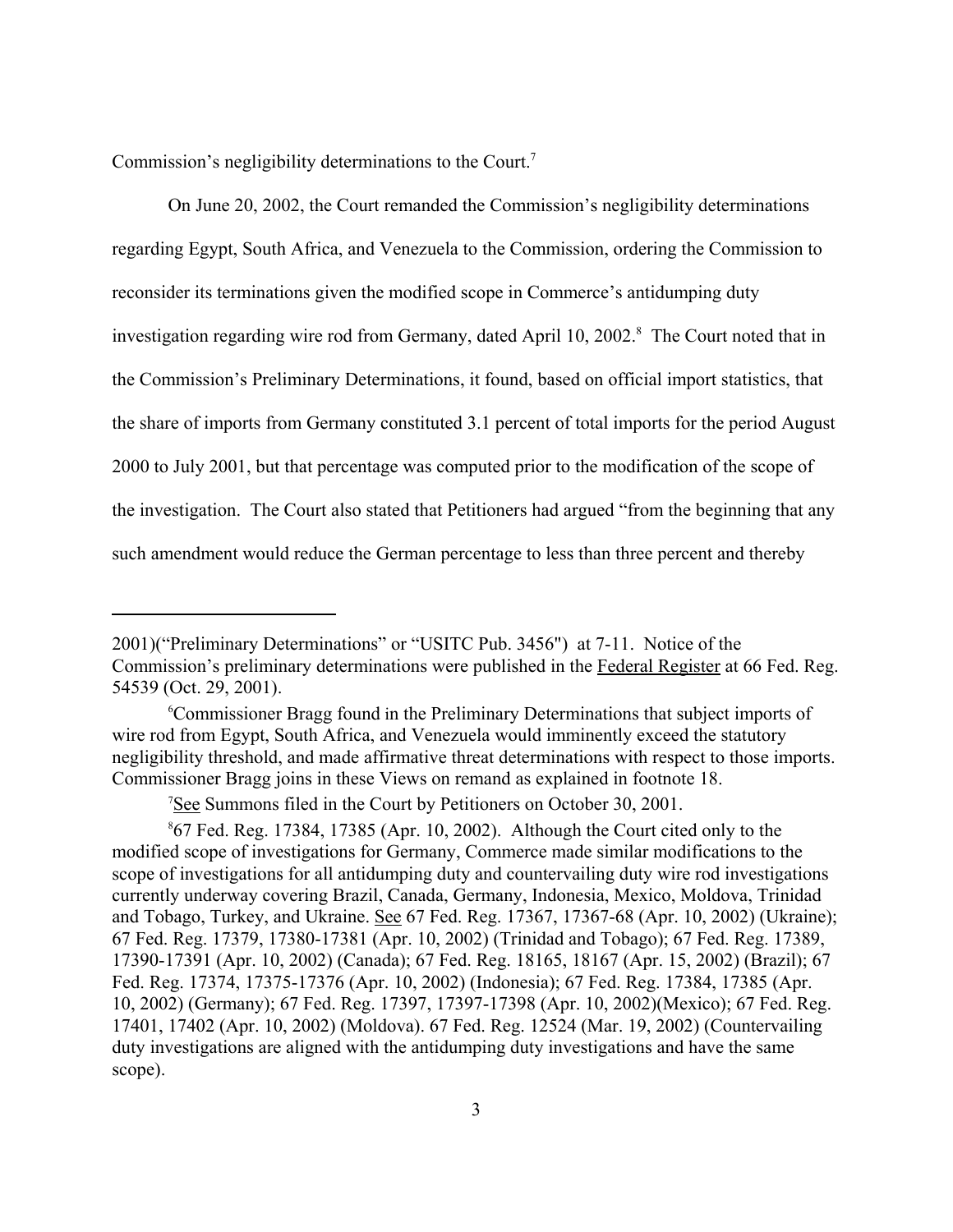Commission's negligibility determinations to the Court.[7]

On June 20, 2002, the Court remanded the Commission's negligibility determinations regarding Egypt, South Africa, and Venezuela to the Commission, ordering the Commission to reconsider its terminations given the modified scope in Commerce's antidumping duty investigation regarding wire rod from Germany, dated April 10, 2002.[8] The Court noted that in the Commission's Preliminary Determinations, it found, based on official import statistics, that the share of imports from Germany constituted 3.1 percent of total imports for the period August 2000 to July 2001, but that percentage was computed prior to the modification of the scope of the investigation. The Court also stated that Petitioners had argued "from the beginning that any such amendment would reduce the German percentage to less than three percent and thereby

---

2001)("Preliminary Determinations" or "USITC Pub. 3456") at 7-11. Notice of the Commission's preliminary determinations were published in the Federal Register at 66 Fed. Reg. 54539 (Oct. 29, 2001).

[6] Commissioner Bragg found in the Preliminary Determinations that subject imports of wire rod from Egypt, South Africa, and Venezuela would imminently exceed the statutory negligibility threshold, and made affirmative threat determinations with respect to those imports. Commissioner Bragg joins in these Views on remand as explained in footnote 18.

[7] See Summons filed in the Court by Petitioners on October 30, 2001.

[8] 67 Fed. Reg. 17384, 17385 (Apr. 10, 2002). Although the Court cited only to the modified scope of investigations for Germany, Commerce made similar modifications to the scope of investigations for all antidumping duty and countervailing duty wire rod investigations currently underway covering Brazil, Canada, Germany, Indonesia, Mexico, Moldova, Trinidad and Tobago, Turkey, and Ukraine. See 67 Fed. Reg. 17367, 17367-68 (Apr. 10, 2002) (Ukraine); 67 Fed. Reg. 17379, 17380-17381 (Apr. 10, 2002) (Trinidad and Tobago); 67 Fed. Reg. 17389, 17390-17391 (Apr. 10, 2002) (Canada); 67 Fed. Reg. 18165, 18167 (Apr. 15, 2002) (Brazil); 67 Fed. Reg. 17374, 17375-17376 (Apr. 10, 2002) (Indonesia); 67 Fed. Reg. 17384, 17385 (Apr. 10, 2002) (Germany); 67 Fed. Reg. 17397, 17397-17398 (Apr. 10, 2002)(Mexico); 67 Fed. Reg. 17401, 17402 (Apr. 10, 2002) (Moldova). 67 Fed. Reg. 12524 (Mar. 19, 2002) (Countervailing duty investigations are aligned with the antidumping duty investigations and have the same scope).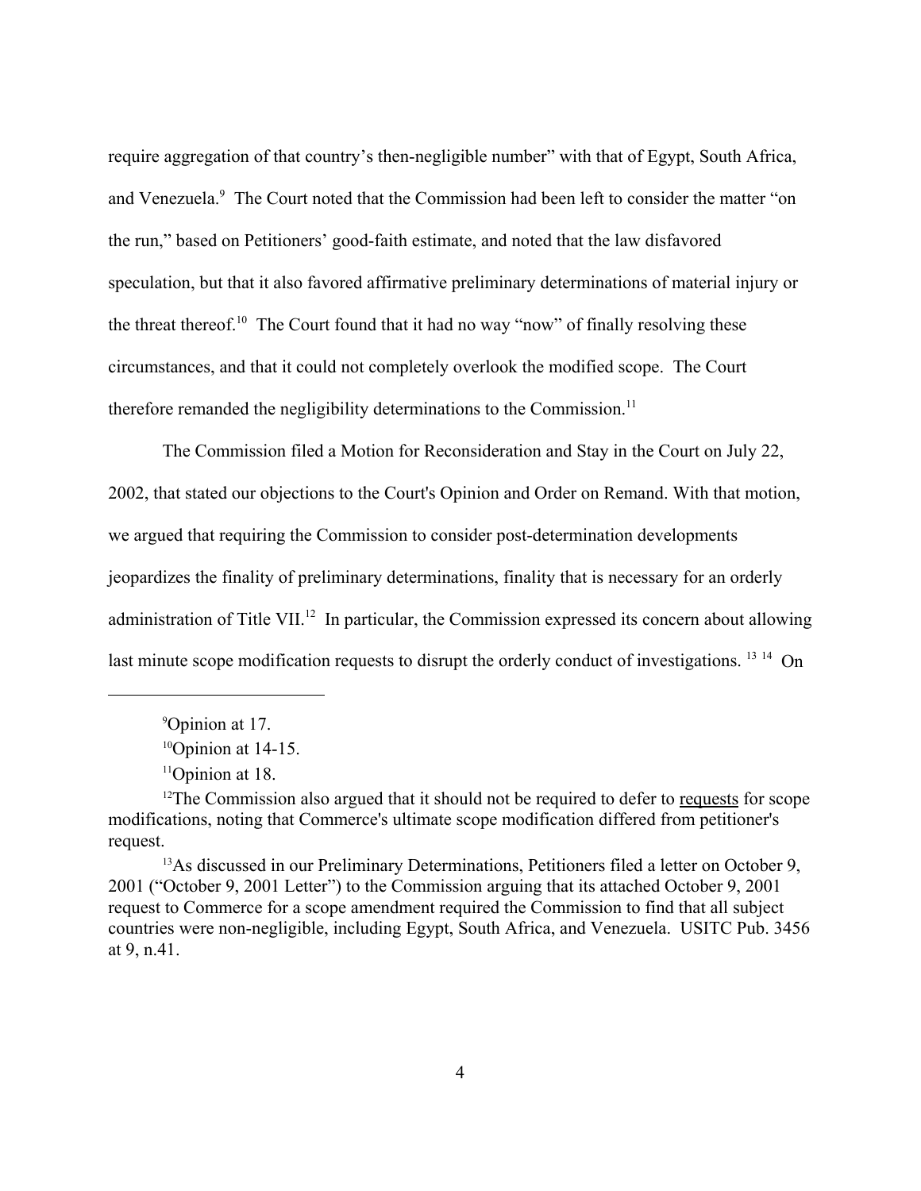require aggregation of that country's then-negligible number" with that of Egypt, South Africa, and Venezuela.[9] The Court noted that the Commission had been left to consider the matter "on the run," based on Petitioners' good-faith estimate, and noted that the law disfavored speculation, but that it also favored affirmative preliminary determinations of material injury or the threat thereof.[10] The Court found that it had no way "now" of finally resolving these circumstances, and that it could not completely overlook the modified scope. The Court therefore remanded the negligibility determinations to the Commission.[11]

The Commission filed a Motion for Reconsideration and Stay in the Court on July 22, 2002, that stated our objections to the Court's Opinion and Order on Remand. With that motion, we argued that requiring the Commission to consider post-determination developments jeopardizes the finality of preliminary determinations, finality that is necessary for an orderly administration of Title VII.[12] In particular, the Commission expressed its concern about allowing last minute scope modification requests to disrupt the orderly conduct of investigations. [13] [14] On

---

[9]Opinion at 17.

[10]Opinion at 14-15.

[11]Opinion at 18.

[12]The Commission also argued that it should not be required to defer to <u>requests</u> for scope modifications, noting that Commerce's ultimate scope modification differed from petitioner's request.

[13]As discussed in our Preliminary Determinations, Petitioners filed a letter on October 9, 2001 ("October 9, 2001 Letter") to the Commission arguing that its attached October 9, 2001 request to Commerce for a scope amendment required the Commission to find that all subject countries were non-negligible, including Egypt, South Africa, and Venezuela. USITC Pub. 3456 at 9, n.41.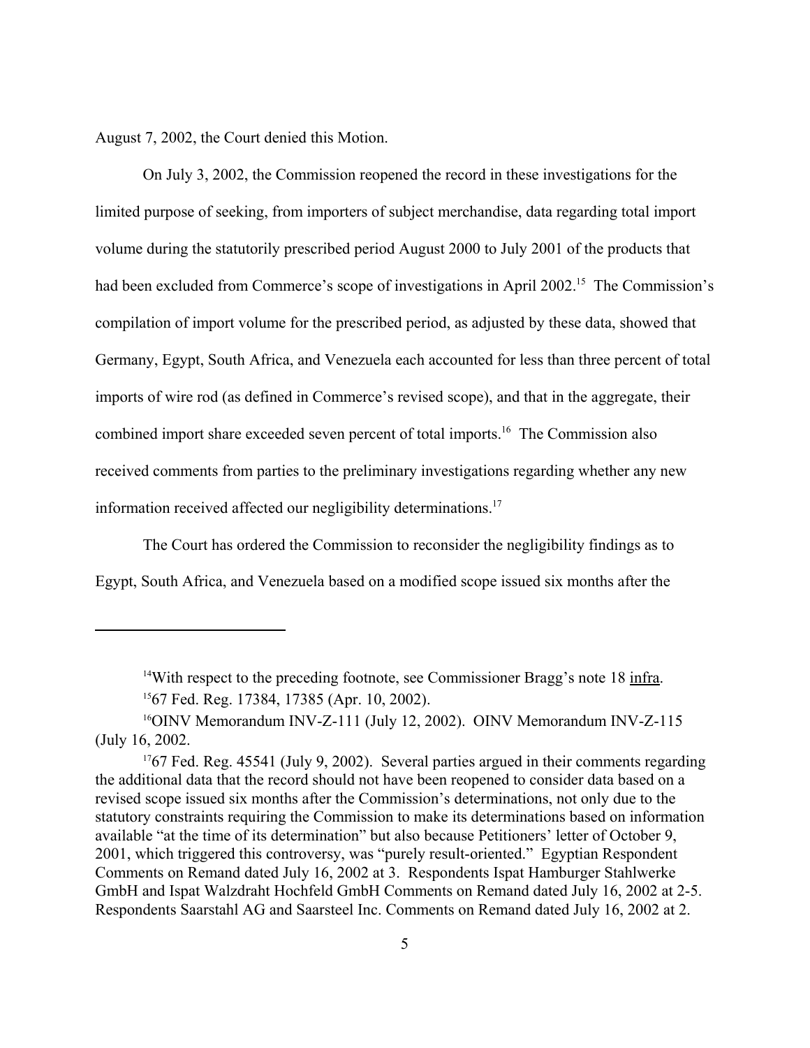August 7, 2002, the Court denied this Motion.

On July 3, 2002, the Commission reopened the record in these investigations for the limited purpose of seeking, from importers of subject merchandise, data regarding total import volume during the statutorily prescribed period August 2000 to July 2001 of the products that had been excluded from Commerce's scope of investigations in April 2002.[15] The Commission's compilation of import volume for the prescribed period, as adjusted by these data, showed that Germany, Egypt, South Africa, and Venezuela each accounted for less than three percent of total imports of wire rod (as defined in Commerce's revised scope), and that in the aggregate, their combined import share exceeded seven percent of total imports.[16] The Commission also received comments from parties to the preliminary investigations regarding whether any new information received affected our negligibility determinations.[17]

The Court has ordered the Commission to reconsider the negligibility findings as to Egypt, South Africa, and Venezuela based on a modified scope issued six months after the

---

[14]With respect to the preceding footnote, see Commissioner Bragg's note 18 <u>infra</u>.

[15]67 Fed. Reg. 17384, 17385 (Apr. 10, 2002).

[16]OINV Memorandum INV-Z-111 (July 12, 2002). OINV Memorandum INV-Z-115 (July 16, 2002.

[17]67 Fed. Reg. 45541 (July 9, 2002). Several parties argued in their comments regarding the additional data that the record should not have been reopened to consider data based on a revised scope issued six months after the Commission's determinations, not only due to the statutory constraints requiring the Commission to make its determinations based on information available "at the time of its determination" but also because Petitioners' letter of October 9, 2001, which triggered this controversy, was "purely result-oriented." Egyptian Respondent Comments on Remand dated July 16, 2002 at 3. Respondents Ispat Hamburger Stahlwerke GmbH and Ispat Walzdraht Hochfeld GmbH Comments on Remand dated July 16, 2002 at 2-5. Respondents Saarstahl AG and Saarsteel Inc. Comments on Remand dated July 16, 2002 at 2.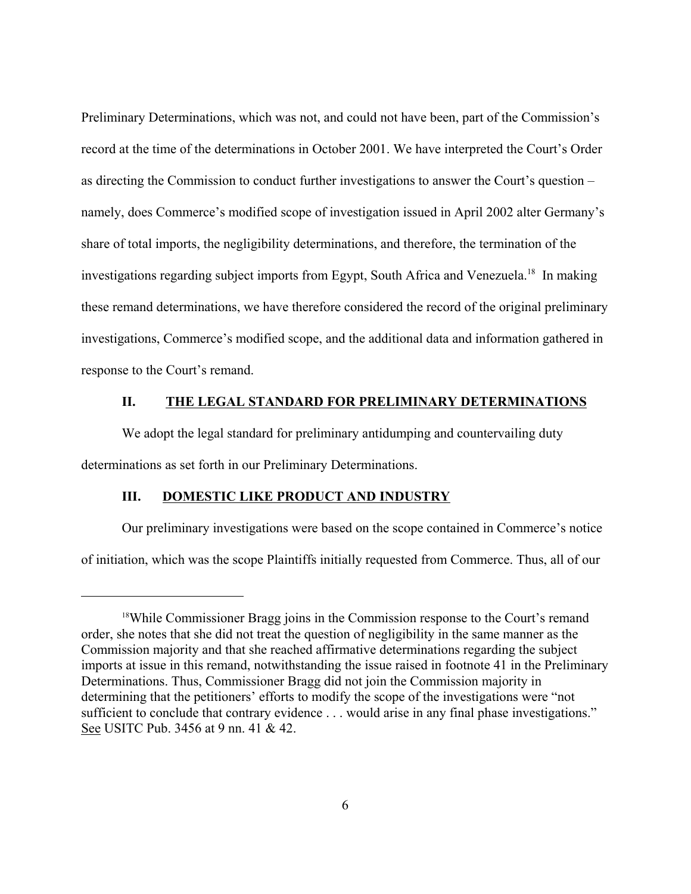Preliminary Determinations, which was not, and could not have been, part of the Commission's record at the time of the determinations in October 2001. We have interpreted the Court's Order as directing the Commission to conduct further investigations to answer the Court's question – namely, does Commerce's modified scope of investigation issued in April 2002 alter Germany's share of total imports, the negligibility determinations, and therefore, the termination of the investigations regarding subject imports from Egypt, South Africa and Venezuela.[18] In making these remand determinations, we have therefore considered the record of the original preliminary investigations, Commerce's modified scope, and the additional data and information gathered in response to the Court's remand.

## II. THE LEGAL STANDARD FOR PRELIMINARY DETERMINATIONS

We adopt the legal standard for preliminary antidumping and countervailing duty determinations as set forth in our Preliminary Determinations.

## III. DOMESTIC LIKE PRODUCT AND INDUSTRY

Our preliminary investigations were based on the scope contained in Commerce's notice of initiation, which was the scope Plaintiffs initially requested from Commerce. Thus, all of our

---

[18]While Commissioner Bragg joins in the Commission response to the Court's remand order, she notes that she did not treat the question of negligibility in the same manner as the Commission majority and that she reached affirmative determinations regarding the subject imports at issue in this remand, notwithstanding the issue raised in footnote 41 in the Preliminary Determinations. Thus, Commissioner Bragg did not join the Commission majority in determining that the petitioners' efforts to modify the scope of the investigations were "not sufficient to conclude that contrary evidence . . . would arise in any final phase investigations." See USITC Pub. 3456 at 9 nn. 41 & 42.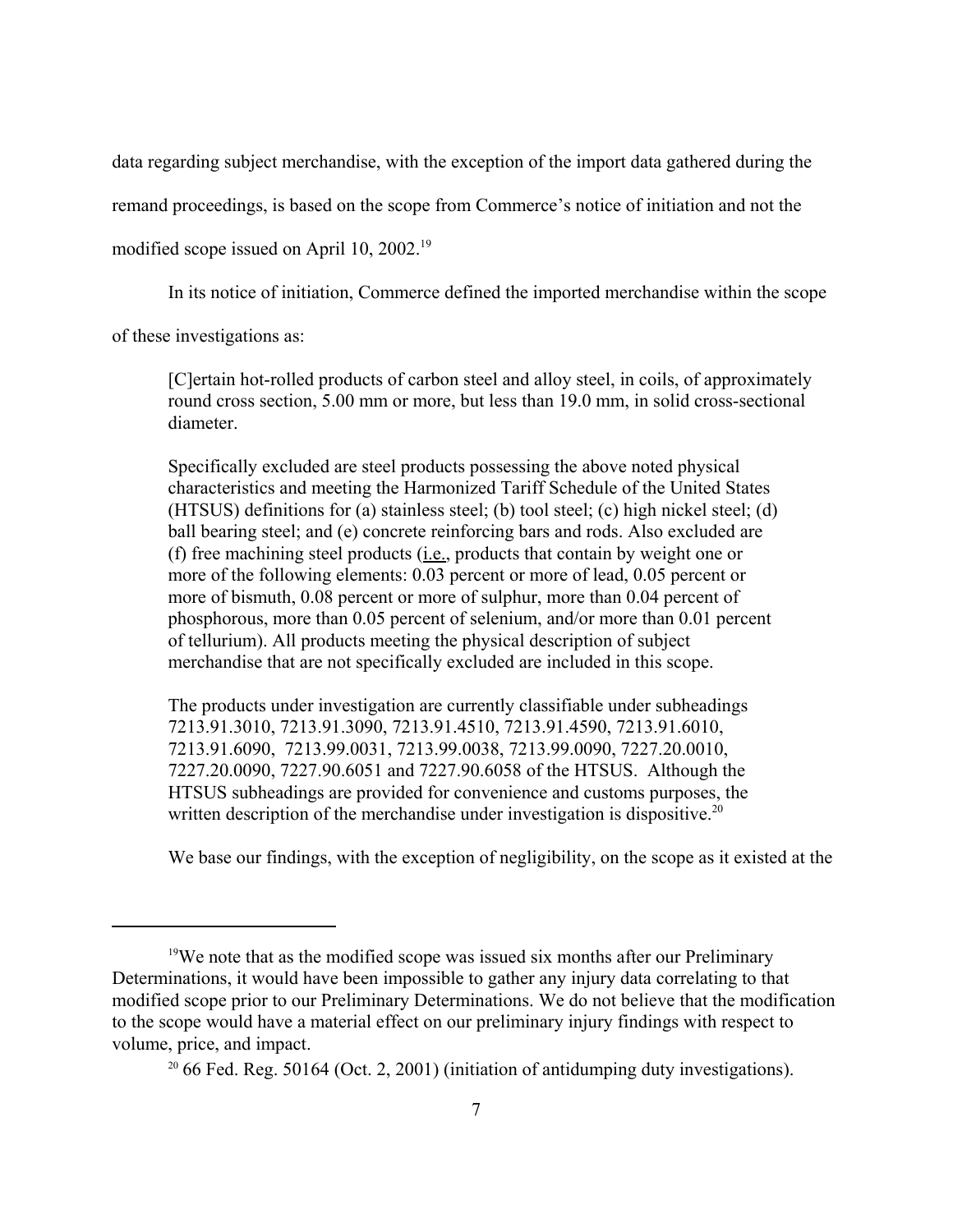data regarding subject merchandise, with the exception of the import data gathered during the remand proceedings, is based on the scope from Commerce's notice of initiation and not the modified scope issued on April 10, 2002.[19]

In its notice of initiation, Commerce defined the imported merchandise within the scope of these investigations as:

> [C]ertain hot-rolled products of carbon steel and alloy steel, in coils, of approximately round cross section, 5.00 mm or more, but less than 19.0 mm, in solid cross-sectional diameter.
>
> Specifically excluded are steel products possessing the above noted physical characteristics and meeting the Harmonized Tariff Schedule of the United States (HTSUS) definitions for (a) stainless steel; (b) tool steel; (c) high nickel steel; (d) ball bearing steel; and (e) concrete reinforcing bars and rods. Also excluded are (f) free machining steel products (i.e., products that contain by weight one or more of the following elements: 0.03 percent or more of lead, 0.05 percent or more of bismuth, 0.08 percent or more of sulphur, more than 0.04 percent of phosphorous, more than 0.05 percent of selenium, and/or more than 0.01 percent of tellurium). All products meeting the physical description of subject merchandise that are not specifically excluded are included in this scope.
>
> The products under investigation are currently classifiable under subheadings 7213.91.3010, 7213.91.3090, 7213.91.4510, 7213.91.4590, 7213.91.6010, 7213.91.6090, 7213.99.0031, 7213.99.0038, 7213.99.0090, 7227.20.0010, 7227.20.0090, 7227.90.6051 and 7227.90.6058 of the HTSUS. Although the HTSUS subheadings are provided for convenience and customs purposes, the written description of the merchandise under investigation is dispositive.[20]

We base our findings, with the exception of negligibility, on the scope as it existed at the

---

[19] We note that as the modified scope was issued six months after our Preliminary Determinations, it would have been impossible to gather any injury data correlating to that modified scope prior to our Preliminary Determinations. We do not believe that the modification to the scope would have a material effect on our preliminary injury findings with respect to volume, price, and impact.

[20] 66 Fed. Reg. 50164 (Oct. 2, 2001) (initiation of antidumping duty investigations).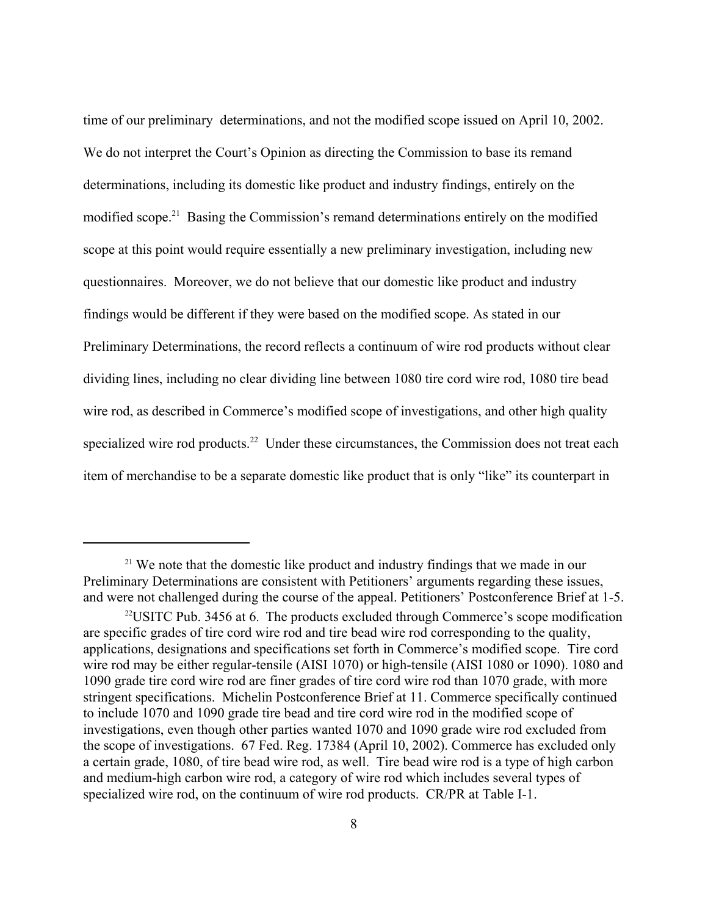time of our preliminary determinations, and not the modified scope issued on April 10, 2002. We do not interpret the Court's Opinion as directing the Commission to base its remand determinations, including its domestic like product and industry findings, entirely on the modified scope.[21] Basing the Commission's remand determinations entirely on the modified scope at this point would require essentially a new preliminary investigation, including new questionnaires. Moreover, we do not believe that our domestic like product and industry findings would be different if they were based on the modified scope. As stated in our Preliminary Determinations, the record reflects a continuum of wire rod products without clear dividing lines, including no clear dividing line between 1080 tire cord wire rod, 1080 tire bead wire rod, as described in Commerce's modified scope of investigations, and other high quality specialized wire rod products.[22] Under these circumstances, the Commission does not treat each item of merchandise to be a separate domestic like product that is only "like" its counterpart in

---

[21] We note that the domestic like product and industry findings that we made in our Preliminary Determinations are consistent with Petitioners' arguments regarding these issues, and were not challenged during the course of the appeal. Petitioners' Postconference Brief at 1-5.

[22] USITC Pub. 3456 at 6. The products excluded through Commerce's scope modification are specific grades of tire cord wire rod and tire bead wire rod corresponding to the quality, applications, designations and specifications set forth in Commerce's modified scope. Tire cord wire rod may be either regular-tensile (AISI 1070) or high-tensile (AISI 1080 or 1090). 1080 and 1090 grade tire cord wire rod are finer grades of tire cord wire rod than 1070 grade, with more stringent specifications. Michelin Postconference Brief at 11. Commerce specifically continued to include 1070 and 1090 grade tire bead and tire cord wire rod in the modified scope of investigations, even though other parties wanted 1070 and 1090 grade wire rod excluded from the scope of investigations. 67 Fed. Reg. 17384 (April 10, 2002). Commerce has excluded only a certain grade, 1080, of tire bead wire rod, as well. Tire bead wire rod is a type of high carbon and medium-high carbon wire rod, a category of wire rod which includes several types of specialized wire rod, on the continuum of wire rod products. CR/PR at Table I-1.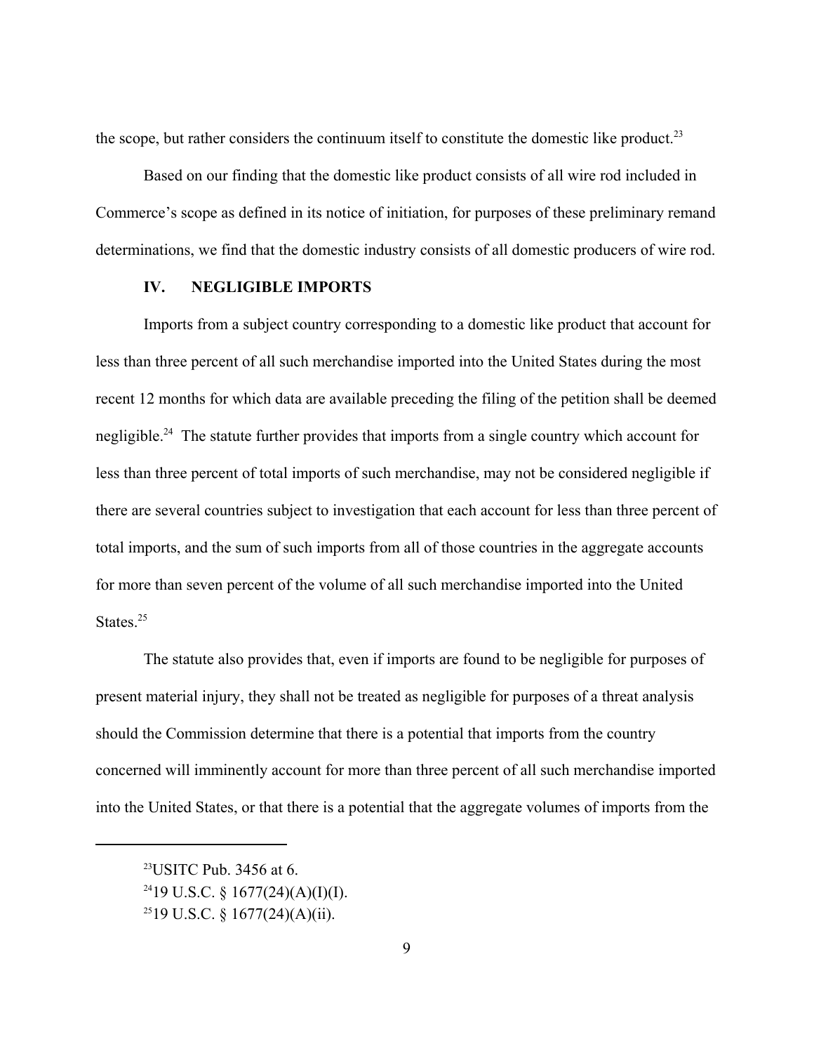the scope, but rather considers the continuum itself to constitute the domestic like product.[23]

Based on our finding that the domestic like product consists of all wire rod included in Commerce's scope as defined in its notice of initiation, for purposes of these preliminary remand determinations, we find that the domestic industry consists of all domestic producers of wire rod.

## IV. NEGLIGIBLE IMPORTS

Imports from a subject country corresponding to a domestic like product that account for less than three percent of all such merchandise imported into the United States during the most recent 12 months for which data are available preceding the filing of the petition shall be deemed negligible.[24] The statute further provides that imports from a single country which account for less than three percent of total imports of such merchandise, may not be considered negligible if there are several countries subject to investigation that each account for less than three percent of total imports, and the sum of such imports from all of those countries in the aggregate accounts for more than seven percent of the volume of all such merchandise imported into the United States.[25]

The statute also provides that, even if imports are found to be negligible for purposes of present material injury, they shall not be treated as negligible for purposes of a threat analysis should the Commission determine that there is a potential that imports from the country concerned will imminently account for more than three percent of all such merchandise imported into the United States, or that there is a potential that the aggregate volumes of imports from the

---

[23] USITC Pub. 3456 at 6.

[24] 19 U.S.C. § 1677(24)(A)(I)(I).

[25] 19 U.S.C. § 1677(24)(A)(ii).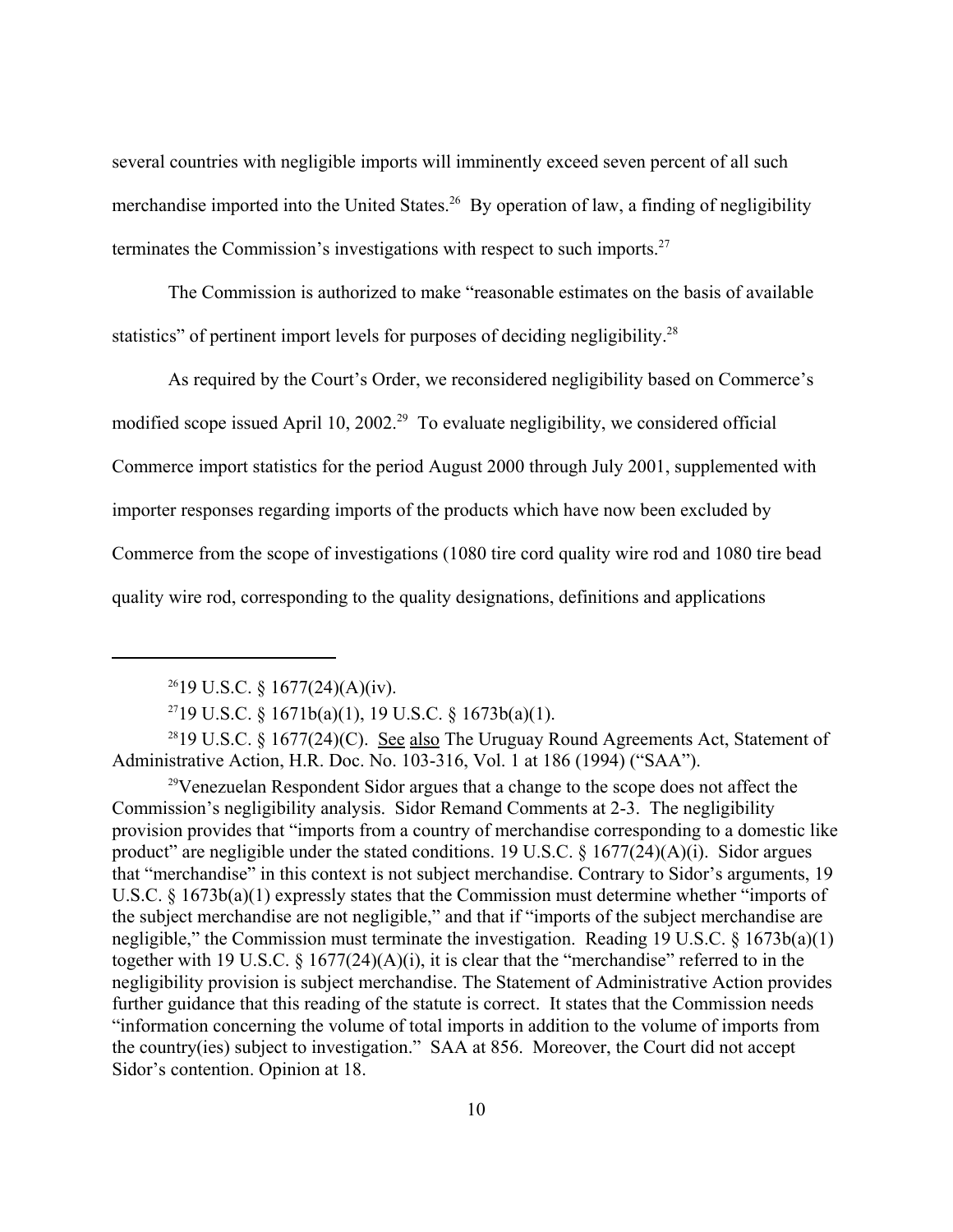several countries with negligible imports will imminently exceed seven percent of all such merchandise imported into the United States.[26] By operation of law, a finding of negligibility terminates the Commission's investigations with respect to such imports.[27]

The Commission is authorized to make "reasonable estimates on the basis of available statistics" of pertinent import levels for purposes of deciding negligibility.[28]

As required by the Court's Order, we reconsidered negligibility based on Commerce's modified scope issued April 10, 2002.[29] To evaluate negligibility, we considered official Commerce import statistics for the period August 2000 through July 2001, supplemented with importer responses regarding imports of the products which have now been excluded by Commerce from the scope of investigations (1080 tire cord quality wire rod and 1080 tire bead quality wire rod, corresponding to the quality designations, definitions and applications

---

[26] 19 U.S.C. § 1677(24)(A)(iv).

[27] 19 U.S.C. § 1671b(a)(1), 19 U.S.C. § 1673b(a)(1).

[28] 19 U.S.C. § 1677(24)(C). See also The Uruguay Round Agreements Act, Statement of Administrative Action, H.R. Doc. No. 103-316, Vol. 1 at 186 (1994) ("SAA").

[29] Venezuelan Respondent Sidor argues that a change to the scope does not affect the Commission's negligibility analysis. Sidor Remand Comments at 2-3. The negligibility provision provides that "imports from a country of merchandise corresponding to a domestic like product" are negligible under the stated conditions. 19 U.S.C. § 1677(24)(A)(i). Sidor argues that "merchandise" in this context is not subject merchandise. Contrary to Sidor's arguments, 19 U.S.C. § 1673b(a)(1) expressly states that the Commission must determine whether "imports of the subject merchandise are not negligible," and that if "imports of the subject merchandise are negligible," the Commission must terminate the investigation. Reading 19 U.S.C. § 1673b(a)(1) together with 19 U.S.C. § 1677(24)(A)(i), it is clear that the "merchandise" referred to in the negligibility provision is subject merchandise. The Statement of Administrative Action provides further guidance that this reading of the statute is correct. It states that the Commission needs "information concerning the volume of total imports in addition to the volume of imports from the country(ies) subject to investigation." SAA at 856. Moreover, the Court did not accept Sidor's contention. Opinion at 18.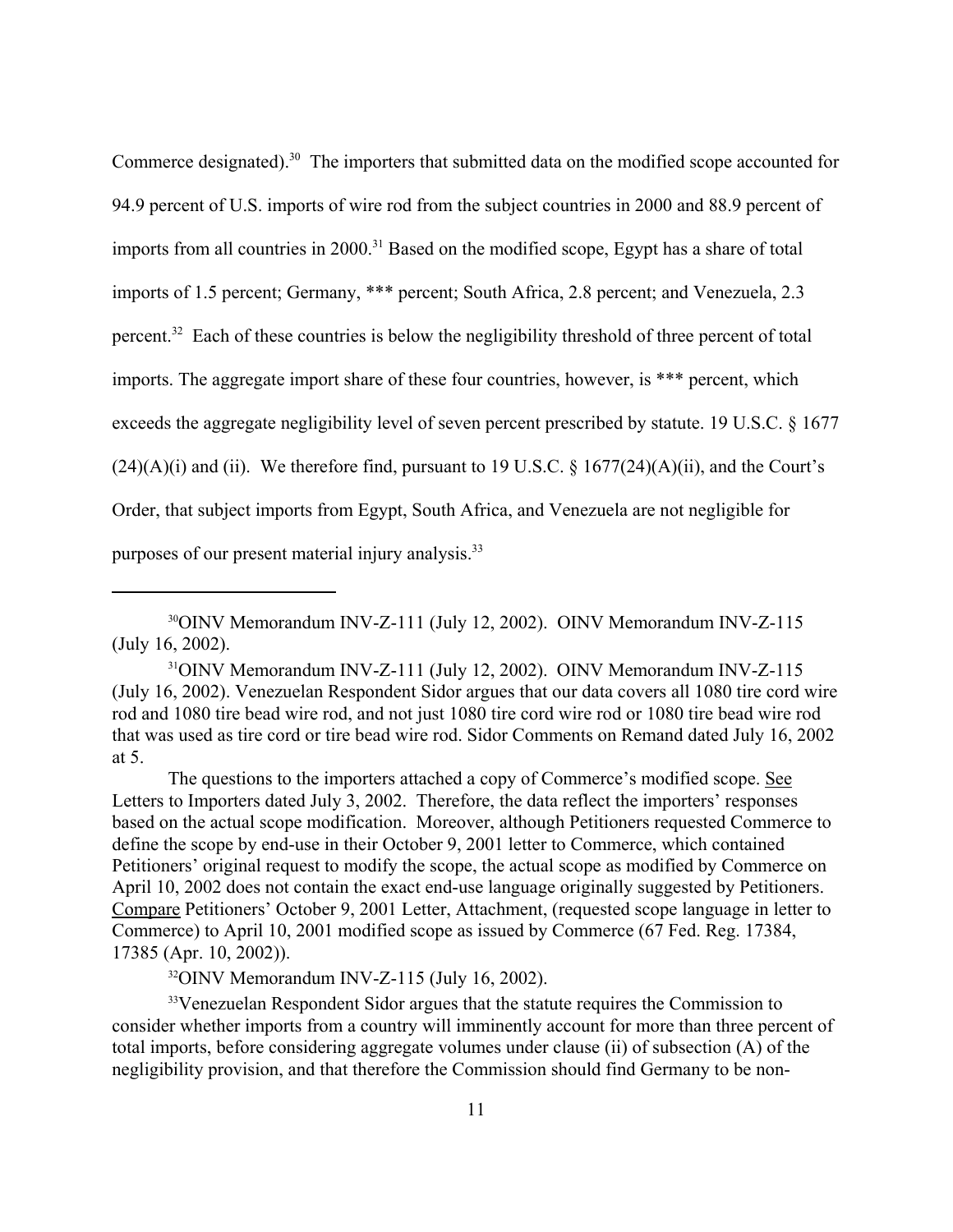Commerce designated).[30] The importers that submitted data on the modified scope accounted for 94.9 percent of U.S. imports of wire rod from the subject countries in 2000 and 88.9 percent of imports from all countries in 2000.[31] Based on the modified scope, Egypt has a share of total imports of 1.5 percent; Germany, *** percent; South Africa, 2.8 percent; and Venezuela, 2.3 percent.[32] Each of these countries is below the negligibility threshold of three percent of total imports. The aggregate import share of these four countries, however, is *** percent, which exceeds the aggregate negligibility level of seven percent prescribed by statute. 19 U.S.C. § 1677 (24)(A)(i) and (ii). We therefore find, pursuant to 19 U.S.C. § 1677(24)(A)(ii), and the Court's Order, that subject imports from Egypt, South Africa, and Venezuela are not negligible for purposes of our present material injury analysis.[33]

---

[30]OINV Memorandum INV-Z-111 (July 12, 2002). OINV Memorandum INV-Z-115 (July 16, 2002).

[31]OINV Memorandum INV-Z-111 (July 12, 2002). OINV Memorandum INV-Z-115 (July 16, 2002). Venezuelan Respondent Sidor argues that our data covers all 1080 tire cord wire rod and 1080 tire bead wire rod, and not just 1080 tire cord wire rod or 1080 tire bead wire rod that was used as tire cord or tire bead wire rod. Sidor Comments on Remand dated July 16, 2002 at 5.

The questions to the importers attached a copy of Commerce's modified scope. See Letters to Importers dated July 3, 2002. Therefore, the data reflect the importers' responses based on the actual scope modification. Moreover, although Petitioners requested Commerce to define the scope by end-use in their October 9, 2001 letter to Commerce, which contained Petitioners' original request to modify the scope, the actual scope as modified by Commerce on April 10, 2002 does not contain the exact end-use language originally suggested by Petitioners. Compare Petitioners' October 9, 2001 Letter, Attachment, (requested scope language in letter to Commerce) to April 10, 2001 modified scope as issued by Commerce (67 Fed. Reg. 17384, 17385 (Apr. 10, 2002)).

[32]OINV Memorandum INV-Z-115 (July 16, 2002).

[33]Venezuelan Respondent Sidor argues that the statute requires the Commission to consider whether imports from a country will imminently account for more than three percent of total imports, before considering aggregate volumes under clause (ii) of subsection (A) of the negligibility provision, and that therefore the Commission should find Germany to be non-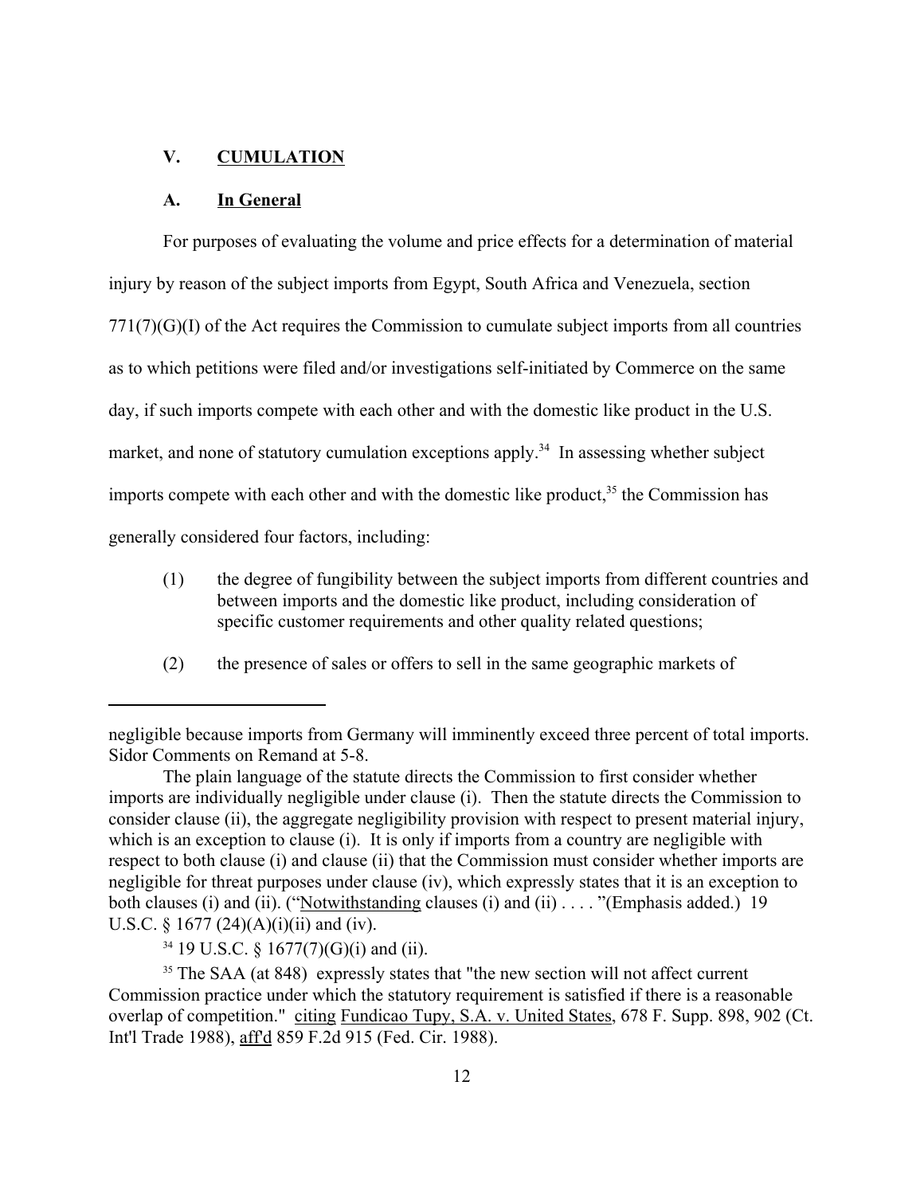## V. CUMULATION

### A. In General

For purposes of evaluating the volume and price effects for a determination of material injury by reason of the subject imports from Egypt, South Africa and Venezuela, section 771(7)(G)(I) of the Act requires the Commission to cumulate subject imports from all countries as to which petitions were filed and/or investigations self-initiated by Commerce on the same day, if such imports compete with each other and with the domestic like product in the U.S. market, and none of statutory cumulation exceptions apply.[34] In assessing whether subject imports compete with each other and with the domestic like product,[35] the Commission has generally considered four factors, including:

(1) the degree of fungibility between the subject imports from different countries and between imports and the domestic like product, including consideration of specific customer requirements and other quality related questions;

(2) the presence of sales or offers to sell in the same geographic markets of

---

negligible because imports from Germany will imminently exceed three percent of total imports. Sidor Comments on Remand at 5-8.

The plain language of the statute directs the Commission to first consider whether imports are individually negligible under clause (i). Then the statute directs the Commission to consider clause (ii), the aggregate negligibility provision with respect to present material injury, which is an exception to clause (i). It is only if imports from a country are negligible with respect to both clause (i) and clause (ii) that the Commission must consider whether imports are negligible for threat purposes under clause (iv), which expressly states that it is an exception to both clauses (i) and (ii). ("Notwithstanding clauses (i) and (ii) . . . . "(Emphasis added.) 19 U.S.C. § 1677 (24)(A)(i)(ii) and (iv).

[34] 19 U.S.C. § 1677(7)(G)(i) and (ii).

[35] The SAA (at 848) expressly states that "the new section will not affect current Commission practice under which the statutory requirement is satisfied if there is a reasonable overlap of competition." citing Fundicao Tupy, S.A. v. United States, 678 F. Supp. 898, 902 (Ct. Int'l Trade 1988), aff'd 859 F.2d 915 (Fed. Cir. 1988).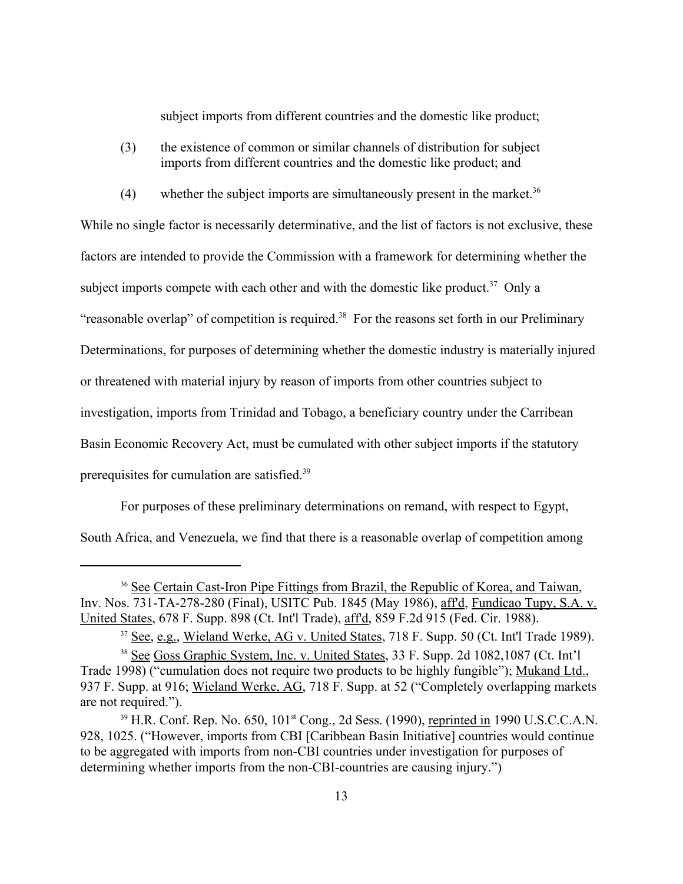subject imports from different countries and the domestic like product;

(3) the existence of common or similar channels of distribution for subject imports from different countries and the domestic like product; and

(4) whether the subject imports are simultaneously present in the market.[36]

While no single factor is necessarily determinative, and the list of factors is not exclusive, these factors are intended to provide the Commission with a framework for determining whether the subject imports compete with each other and with the domestic like product.[37] Only a "reasonable overlap" of competition is required.[38] For the reasons set forth in our Preliminary Determinations, for purposes of determining whether the domestic industry is materially injured or threatened with material injury by reason of imports from other countries subject to investigation, imports from Trinidad and Tobago, a beneficiary country under the Carribean Basin Economic Recovery Act, must be cumulated with other subject imports if the statutory prerequisites for cumulation are satisfied.[39]

For purposes of these preliminary determinations on remand, with respect to Egypt, South Africa, and Venezuela, we find that there is a reasonable overlap of competition among

---

[36] See Certain Cast-Iron Pipe Fittings from Brazil, the Republic of Korea, and Taiwan, Inv. Nos. 731-TA-278-280 (Final), USITC Pub. 1845 (May 1986), aff'd, Fundicao Tupy, S.A. v. United States, 678 F. Supp. 898 (Ct. Int'l Trade), aff'd, 859 F.2d 915 (Fed. Cir. 1988).

[37] See, e.g., Wieland Werke, AG v. United States, 718 F. Supp. 50 (Ct. Int'l Trade 1989).

[38] See Goss Graphic System, Inc. v. United States, 33 F. Supp. 2d 1082,1087 (Ct. Int'l Trade 1998) ("cumulation does not require two products to be highly fungible"); Mukand Ltd., 937 F. Supp. at 916; Wieland Werke, AG, 718 F. Supp. at 52 ("Completely overlapping markets are not required.").

[39] H.R. Conf. Rep. No. 650, 101st Cong., 2d Sess. (1990), reprinted in 1990 U.S.C.C.A.N. 928, 1025. ("However, imports from CBI [Caribbean Basin Initiative] countries would continue to be aggregated with imports from non-CBI countries under investigation for purposes of determining whether imports from the non-CBI-countries are causing injury.")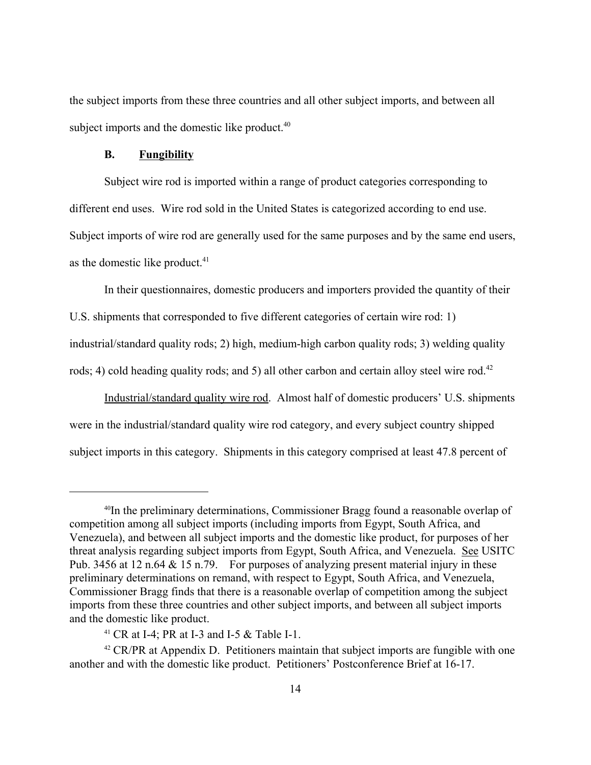the subject imports from these three countries and all other subject imports, and between all subject imports and the domestic like product.[40]

### B. Fungibility

Subject wire rod is imported within a range of product categories corresponding to different end uses. Wire rod sold in the United States is categorized according to end use. Subject imports of wire rod are generally used for the same purposes and by the same end users, as the domestic like product.[41]

In their questionnaires, domestic producers and importers provided the quantity of their U.S. shipments that corresponded to five different categories of certain wire rod: 1) industrial/standard quality rods; 2) high, medium-high carbon quality rods; 3) welding quality rods; 4) cold heading quality rods; and 5) all other carbon and certain alloy steel wire rod.[42]

Industrial/standard quality wire rod. Almost half of domestic producers' U.S. shipments were in the industrial/standard quality wire rod category, and every subject country shipped subject imports in this category. Shipments in this category comprised at least 47.8 percent of

---

[40] In the preliminary determinations, Commissioner Bragg found a reasonable overlap of competition among all subject imports (including imports from Egypt, South Africa, and Venezuela), and between all subject imports and the domestic like product, for purposes of her threat analysis regarding subject imports from Egypt, South Africa, and Venezuela. See USITC Pub. 3456 at 12 n.64 & 15 n.79. For purposes of analyzing present material injury in these preliminary determinations on remand, with respect to Egypt, South Africa, and Venezuela, Commissioner Bragg finds that there is a reasonable overlap of competition among the subject imports from these three countries and other subject imports, and between all subject imports and the domestic like product.

[41] CR at I-4; PR at I-3 and I-5 & Table I-1.

[42] CR/PR at Appendix D. Petitioners maintain that subject imports are fungible with one another and with the domestic like product. Petitioners' Postconference Brief at 16-17.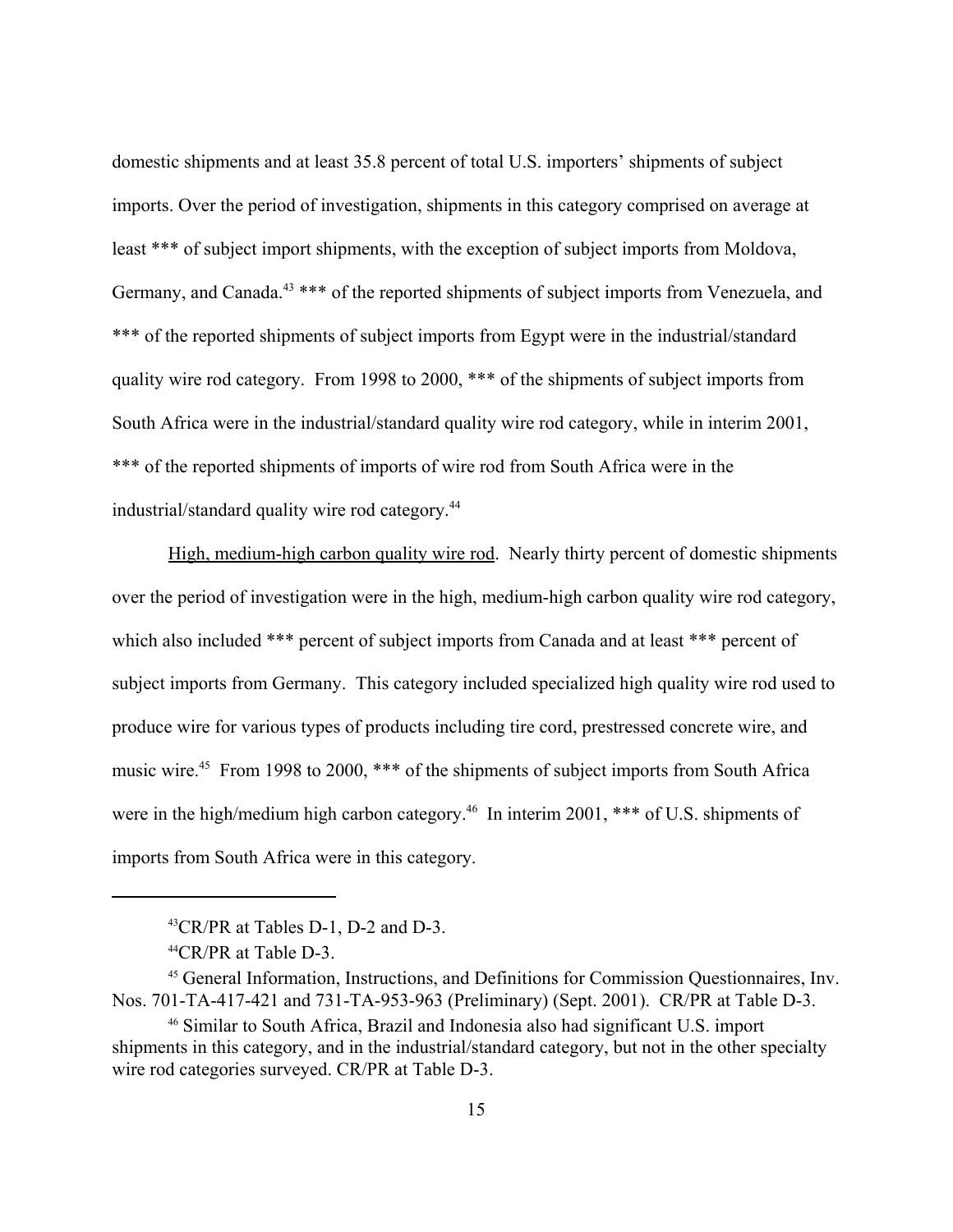domestic shipments and at least 35.8 percent of total U.S. importers' shipments of subject imports. Over the period of investigation, shipments in this category comprised on average at least *** of subject import shipments, with the exception of subject imports from Moldova, Germany, and Canada.[43] *** of the reported shipments of subject imports from Venezuela, and *** of the reported shipments of subject imports from Egypt were in the industrial/standard quality wire rod category. From 1998 to 2000, *** of the shipments of subject imports from South Africa were in the industrial/standard quality wire rod category, while in interim 2001, *** of the reported shipments of imports of wire rod from South Africa were in the industrial/standard quality wire rod category.[44]

High, medium-high carbon quality wire rod. Nearly thirty percent of domestic shipments over the period of investigation were in the high, medium-high carbon quality wire rod category, which also included *** percent of subject imports from Canada and at least *** percent of subject imports from Germany. This category included specialized high quality wire rod used to produce wire for various types of products including tire cord, prestressed concrete wire, and music wire.[45] From 1998 to 2000, *** of the shipments of subject imports from South Africa were in the high/medium high carbon category.[46] In interim 2001, *** of U.S. shipments of imports from South Africa were in this category.

---

[43] CR/PR at Tables D-1, D-2 and D-3.

[44] CR/PR at Table D-3.

[45] General Information, Instructions, and Definitions for Commission Questionnaires, Inv. Nos. 701-TA-417-421 and 731-TA-953-963 (Preliminary) (Sept. 2001). CR/PR at Table D-3.

[46] Similar to South Africa, Brazil and Indonesia also had significant U.S. import shipments in this category, and in the industrial/standard category, but not in the other specialty wire rod categories surveyed. CR/PR at Table D-3.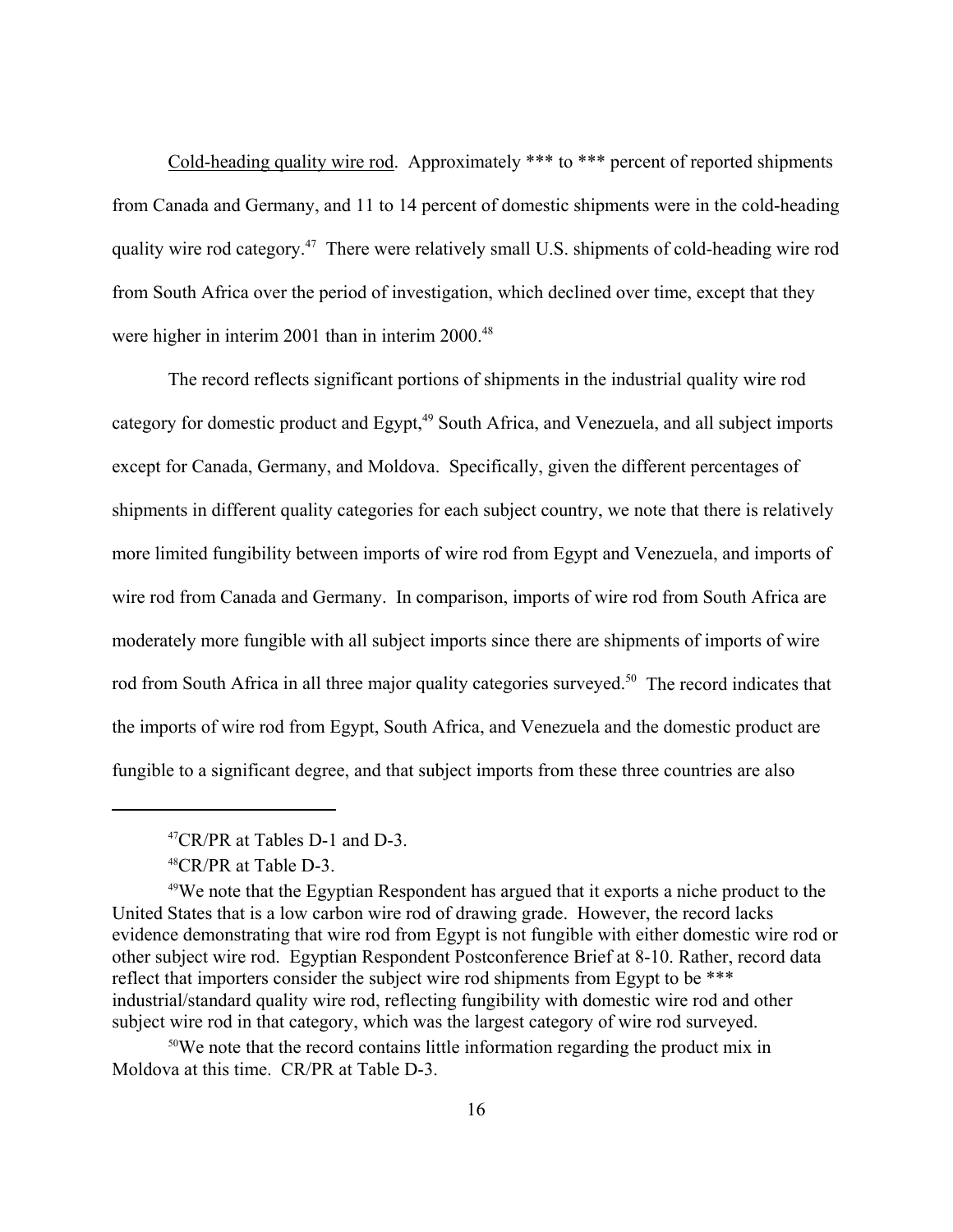Cold-heading quality wire rod. Approximately *** to *** percent of reported shipments from Canada and Germany, and 11 to 14 percent of domestic shipments were in the cold-heading quality wire rod category.[47] There were relatively small U.S. shipments of cold-heading wire rod from South Africa over the period of investigation, which declined over time, except that they were higher in interim 2001 than in interim 2000.[48]

The record reflects significant portions of shipments in the industrial quality wire rod category for domestic product and Egypt,[49] South Africa, and Venezuela, and all subject imports except for Canada, Germany, and Moldova. Specifically, given the different percentages of shipments in different quality categories for each subject country, we note that there is relatively more limited fungibility between imports of wire rod from Egypt and Venezuela, and imports of wire rod from Canada and Germany. In comparison, imports of wire rod from South Africa are moderately more fungible with all subject imports since there are shipments of imports of wire rod from South Africa in all three major quality categories surveyed.[50] The record indicates that the imports of wire rod from Egypt, South Africa, and Venezuela and the domestic product are fungible to a significant degree, and that subject imports from these three countries are also

---

[47]CR/PR at Tables D-1 and D-3.

[48]CR/PR at Table D-3.

[49]We note that the Egyptian Respondent has argued that it exports a niche product to the United States that is a low carbon wire rod of drawing grade. However, the record lacks evidence demonstrating that wire rod from Egypt is not fungible with either domestic wire rod or other subject wire rod. Egyptian Respondent Postconference Brief at 8-10. Rather, record data reflect that importers consider the subject wire rod shipments from Egypt to be *** industrial/standard quality wire rod, reflecting fungibility with domestic wire rod and other subject wire rod in that category, which was the largest category of wire rod surveyed.

[50]We note that the record contains little information regarding the product mix in Moldova at this time. CR/PR at Table D-3.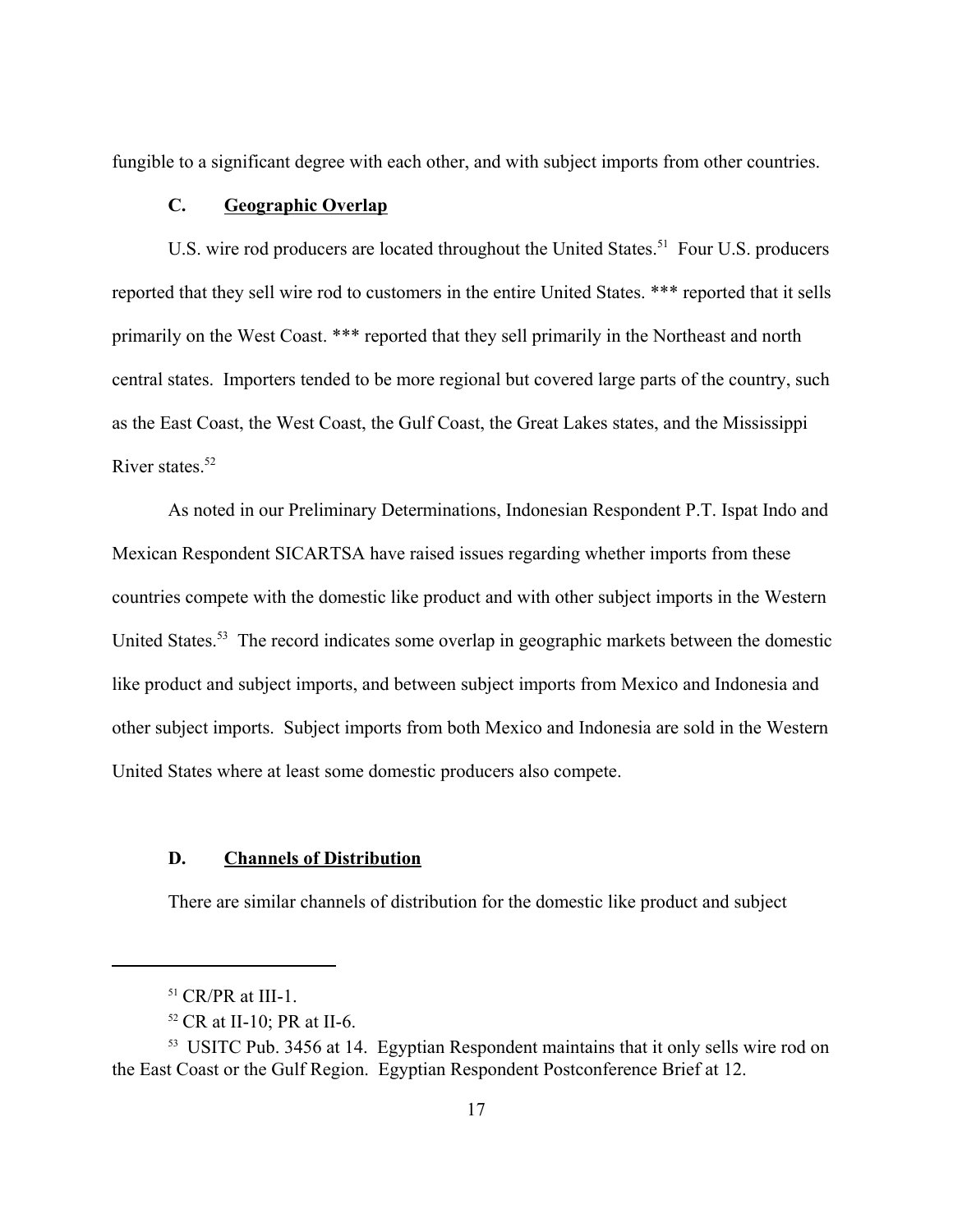fungible to a significant degree with each other, and with subject imports from other countries.

### C. Geographic Overlap

U.S. wire rod producers are located throughout the United States.[51] Four U.S. producers reported that they sell wire rod to customers in the entire United States. *** reported that it sells primarily on the West Coast. *** reported that they sell primarily in the Northeast and north central states. Importers tended to be more regional but covered large parts of the country, such as the East Coast, the West Coast, the Gulf Coast, the Great Lakes states, and the Mississippi River states.[52]

As noted in our Preliminary Determinations, Indonesian Respondent P.T. Ispat Indo and Mexican Respondent SICARTSA have raised issues regarding whether imports from these countries compete with the domestic like product and with other subject imports in the Western United States.[53] The record indicates some overlap in geographic markets between the domestic like product and subject imports, and between subject imports from Mexico and Indonesia and other subject imports. Subject imports from both Mexico and Indonesia are sold in the Western United States where at least some domestic producers also compete.

### D. Channels of Distribution

There are similar channels of distribution for the domestic like product and subject

---

[51] CR/PR at III-1.

[52] CR at II-10; PR at II-6.

[53] USITC Pub. 3456 at 14. Egyptian Respondent maintains that it only sells wire rod on the East Coast or the Gulf Region. Egyptian Respondent Postconference Brief at 12.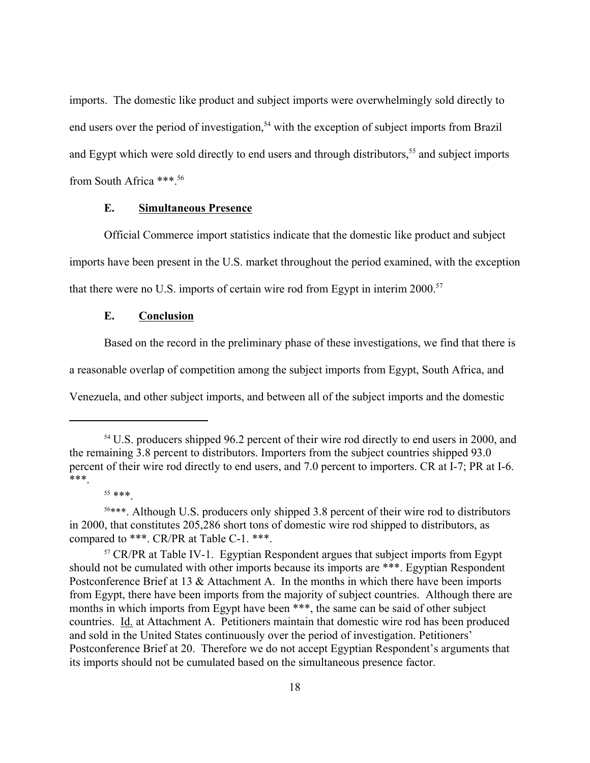imports. The domestic like product and subject imports were overwhelmingly sold directly to end users over the period of investigation,[54] with the exception of subject imports from Brazil and Egypt which were sold directly to end users and through distributors,[55] and subject imports from South Africa ***.[56]

### E. Simultaneous Presence

Official Commerce import statistics indicate that the domestic like product and subject imports have been present in the U.S. market throughout the period examined, with the exception that there were no U.S. imports of certain wire rod from Egypt in interim 2000.[57]

### E. Conclusion

Based on the record in the preliminary phase of these investigations, we find that there is a reasonable overlap of competition among the subject imports from Egypt, South Africa, and Venezuela, and other subject imports, and between all of the subject imports and the domestic

---

[54] U.S. producers shipped 96.2 percent of their wire rod directly to end users in 2000, and the remaining 3.8 percent to distributors. Importers from the subject countries shipped 93.0 percent of their wire rod directly to end users, and 7.0 percent to importers. CR at I-7; PR at I-6. ***.

[55] ***.

[56]***. Although U.S. producers only shipped 3.8 percent of their wire rod to distributors in 2000, that constitutes 205,286 short tons of domestic wire rod shipped to distributors, as compared to ***. CR/PR at Table C-1. ***.

[57] CR/PR at Table IV-1. Egyptian Respondent argues that subject imports from Egypt should not be cumulated with other imports because its imports are ***. Egyptian Respondent Postconference Brief at 13 & Attachment A. In the months in which there have been imports from Egypt, there have been imports from the majority of subject countries. Although there are months in which imports from Egypt have been ***, the same can be said of other subject countries. Id. at Attachment A. Petitioners maintain that domestic wire rod has been produced and sold in the United States continuously over the period of investigation. Petitioners' Postconference Brief at 20. Therefore we do not accept Egyptian Respondent's arguments that its imports should not be cumulated based on the simultaneous presence factor.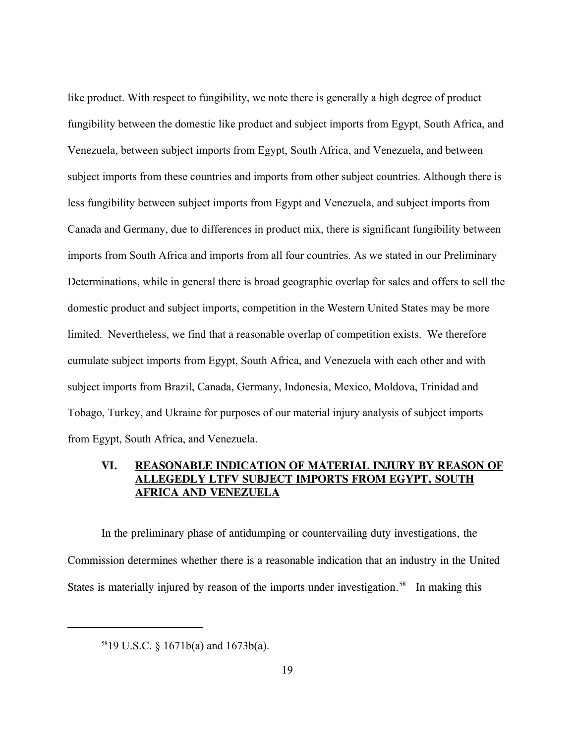like product. With respect to fungibility, we note there is generally a high degree of product fungibility between the domestic like product and subject imports from Egypt, South Africa, and Venezuela, between subject imports from Egypt, South Africa, and Venezuela, and between subject imports from these countries and imports from other subject countries. Although there is less fungibility between subject imports from Egypt and Venezuela, and subject imports from Canada and Germany, due to differences in product mix, there is significant fungibility between imports from South Africa and imports from all four countries. As we stated in our Preliminary Determinations, while in general there is broad geographic overlap for sales and offers to sell the domestic product and subject imports, competition in the Western United States may be more limited. Nevertheless, we find that a reasonable overlap of competition exists. We therefore cumulate subject imports from Egypt, South Africa, and Venezuela with each other and with subject imports from Brazil, Canada, Germany, Indonesia, Mexico, Moldova, Trinidad and Tobago, Turkey, and Ukraine for purposes of our material injury analysis of subject imports from Egypt, South Africa, and Venezuela.

## VI. REASONABLE INDICATION OF MATERIAL INJURY BY REASON OF ALLEGEDLY LTFV SUBJECT IMPORTS FROM EGYPT, SOUTH AFRICA AND VENEZUELA

In the preliminary phase of antidumping or countervailing duty investigations, the Commission determines whether there is a reasonable indication that an industry in the United States is materially injured by reason of the imports under investigation.[58] In making this

[58] 19 U.S.C. § 1671b(a) and 1673b(a).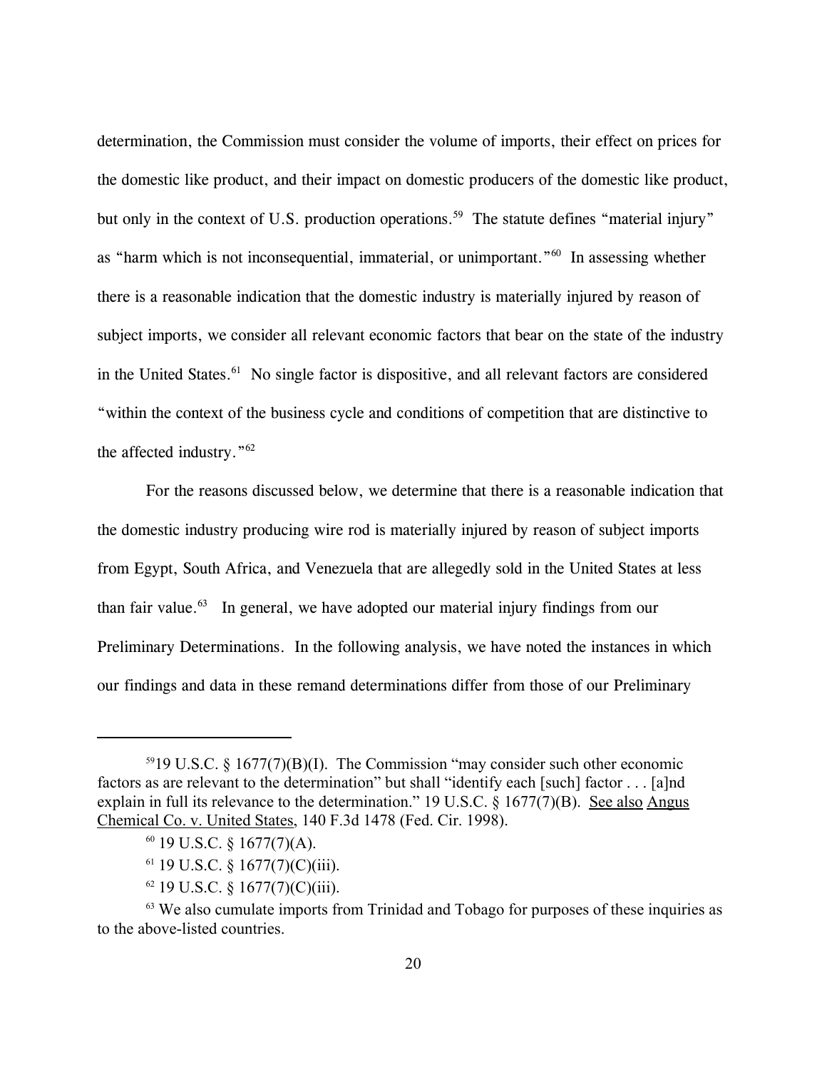determination, the Commission must consider the volume of imports, their effect on prices for the domestic like product, and their impact on domestic producers of the domestic like product, but only in the context of U.S. production operations.[59] The statute defines "material injury" as "harm which is not inconsequential, immaterial, or unimportant."[60] In assessing whether there is a reasonable indication that the domestic industry is materially injured by reason of subject imports, we consider all relevant economic factors that bear on the state of the industry in the United States.[61] No single factor is dispositive, and all relevant factors are considered "within the context of the business cycle and conditions of competition that are distinctive to the affected industry."[62]

For the reasons discussed below, we determine that there is a reasonable indication that the domestic industry producing wire rod is materially injured by reason of subject imports from Egypt, South Africa, and Venezuela that are allegedly sold in the United States at less than fair value.[63] In general, we have adopted our material injury findings from our Preliminary Determinations. In the following analysis, we have noted the instances in which our findings and data in these remand determinations differ from those of our Preliminary

---

[59] 19 U.S.C. § 1677(7)(B)(I). The Commission "may consider such other economic factors as are relevant to the determination" but shall "identify each [such] factor . . . [a]nd explain in full its relevance to the determination." 19 U.S.C. § 1677(7)(B). See also Angus Chemical Co. v. United States, 140 F.3d 1478 (Fed. Cir. 1998).

[60] 19 U.S.C. § 1677(7)(A).

[61] 19 U.S.C. § 1677(7)(C)(iii).

[62] 19 U.S.C. § 1677(7)(C)(iii).

[63] We also cumulate imports from Trinidad and Tobago for purposes of these inquiries as to the above-listed countries.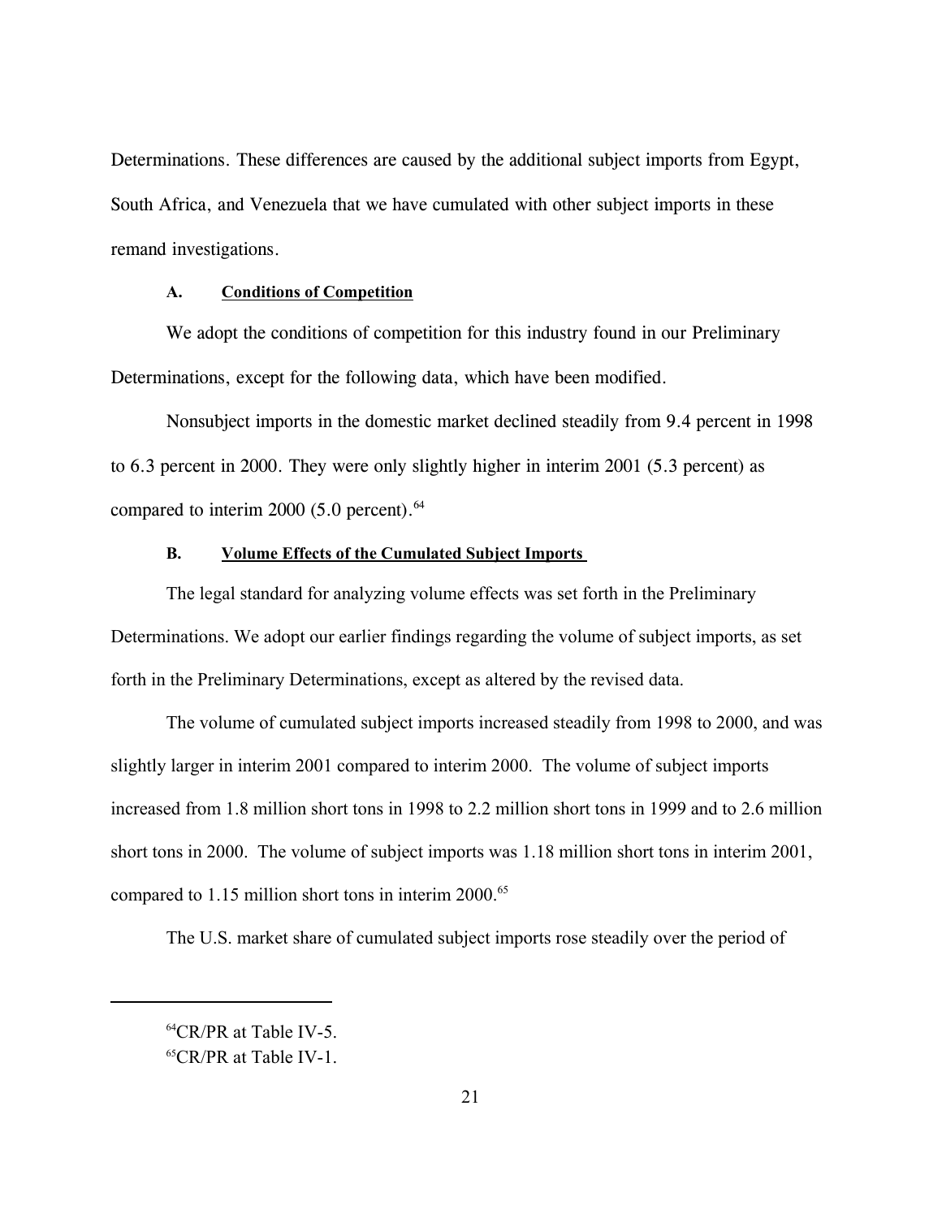Determinations. These differences are caused by the additional subject imports from Egypt, South Africa, and Venezuela that we have cumulated with other subject imports in these remand investigations.

### A. Conditions of Competition

We adopt the conditions of competition for this industry found in our Preliminary Determinations, except for the following data, which have been modified.

Nonsubject imports in the domestic market declined steadily from 9.4 percent in 1998 to 6.3 percent in 2000. They were only slightly higher in interim 2001 (5.3 percent) as compared to interim 2000 (5.0 percent).[64]

### B. Volume Effects of the Cumulated Subject Imports

The legal standard for analyzing volume effects was set forth in the Preliminary Determinations. We adopt our earlier findings regarding the volume of subject imports, as set forth in the Preliminary Determinations, except as altered by the revised data.

The volume of cumulated subject imports increased steadily from 1998 to 2000, and was slightly larger in interim 2001 compared to interim 2000. The volume of subject imports increased from 1.8 million short tons in 1998 to 2.2 million short tons in 1999 and to 2.6 million short tons in 2000. The volume of subject imports was 1.18 million short tons in interim 2001, compared to 1.15 million short tons in interim 2000.[65]

The U.S. market share of cumulated subject imports rose steadily over the period of

---

[64]CR/PR at Table IV-5.

[65]CR/PR at Table IV-1.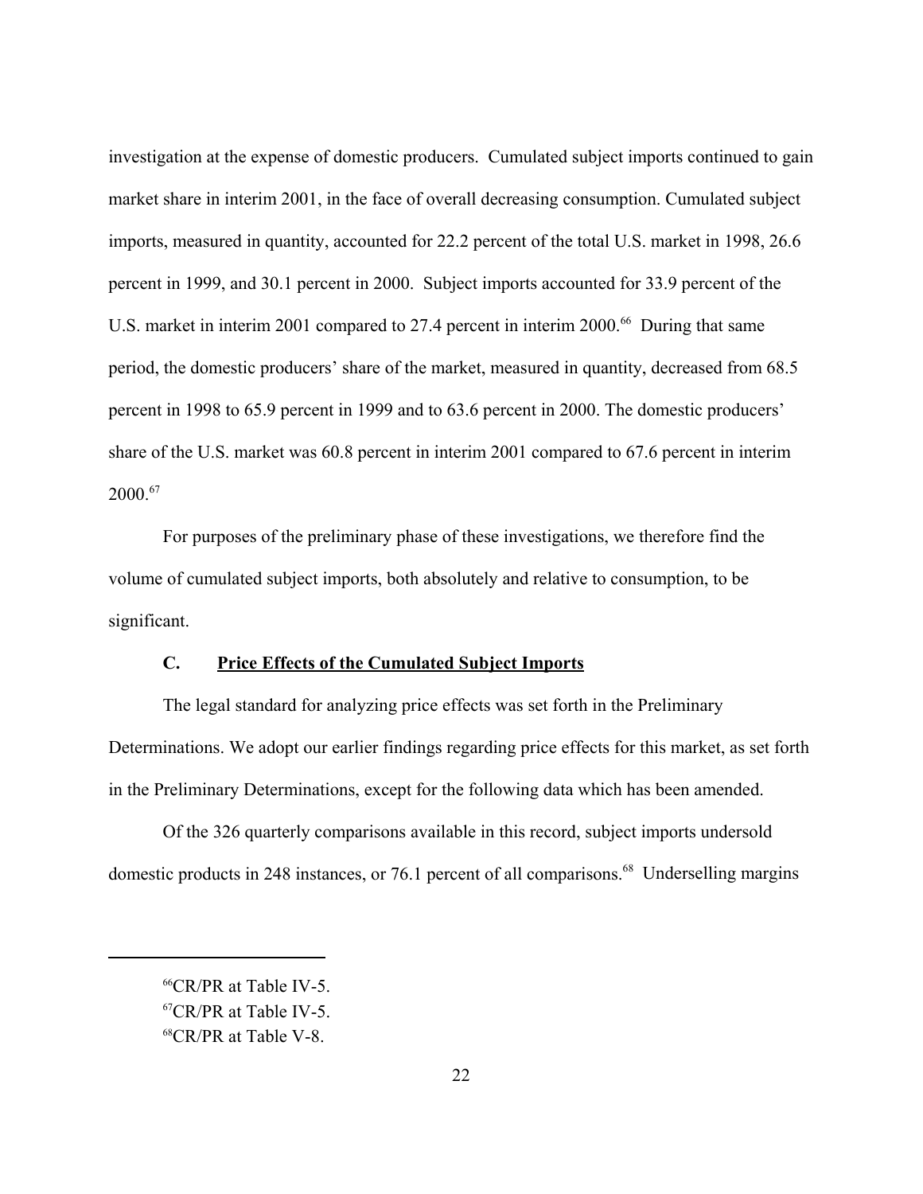investigation at the expense of domestic producers. Cumulated subject imports continued to gain market share in interim 2001, in the face of overall decreasing consumption. Cumulated subject imports, measured in quantity, accounted for 22.2 percent of the total U.S. market in 1998, 26.6 percent in 1999, and 30.1 percent in 2000. Subject imports accounted for 33.9 percent of the U.S. market in interim 2001 compared to 27.4 percent in interim 2000.[66] During that same period, the domestic producers' share of the market, measured in quantity, decreased from 68.5 percent in 1998 to 65.9 percent in 1999 and to 63.6 percent in 2000. The domestic producers' share of the U.S. market was 60.8 percent in interim 2001 compared to 67.6 percent in interim 2000.[67]

For purposes of the preliminary phase of these investigations, we therefore find the volume of cumulated subject imports, both absolutely and relative to consumption, to be significant.

### C. Price Effects of the Cumulated Subject Imports

The legal standard for analyzing price effects was set forth in the Preliminary Determinations. We adopt our earlier findings regarding price effects for this market, as set forth in the Preliminary Determinations, except for the following data which has been amended.

Of the 326 quarterly comparisons available in this record, subject imports undersold domestic products in 248 instances, or 76.1 percent of all comparisons.[68] Underselling margins

---

[66] CR/PR at Table IV-5.

[67] CR/PR at Table IV-5.

[68] CR/PR at Table V-8.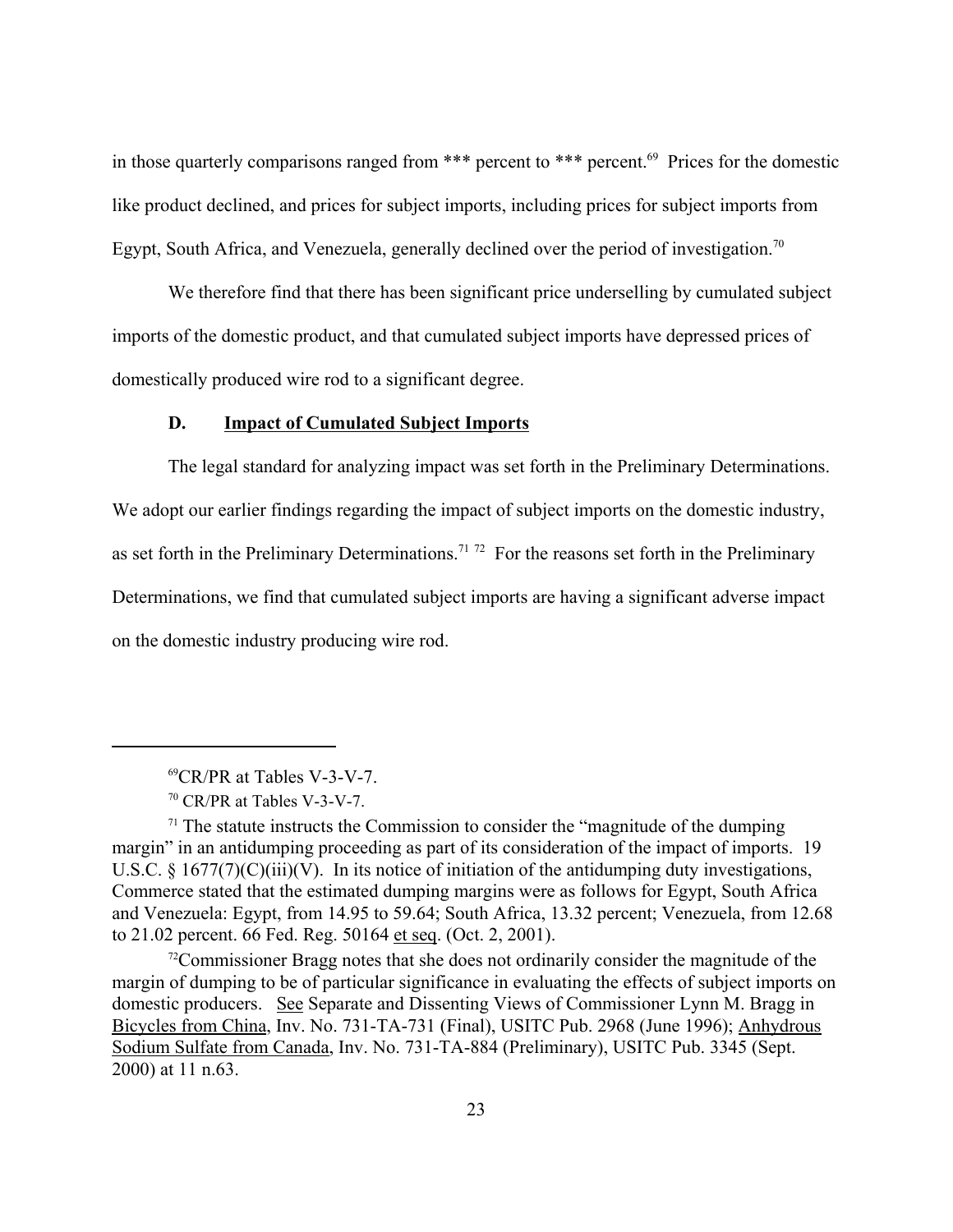in those quarterly comparisons ranged from *** percent to *** percent.[69] Prices for the domestic like product declined, and prices for subject imports, including prices for subject imports from Egypt, South Africa, and Venezuela, generally declined over the period of investigation.[70]

We therefore find that there has been significant price underselling by cumulated subject imports of the domestic product, and that cumulated subject imports have depressed prices of domestically produced wire rod to a significant degree.

### D. Impact of Cumulated Subject Imports

The legal standard for analyzing impact was set forth in the Preliminary Determinations. We adopt our earlier findings regarding the impact of subject imports on the domestic industry, as set forth in the Preliminary Determinations.[71] [72] For the reasons set forth in the Preliminary Determinations, we find that cumulated subject imports are having a significant adverse impact on the domestic industry producing wire rod.

---

[69] CR/PR at Tables V-3-V-7.

[70] CR/PR at Tables V-3-V-7.

[71] The statute instructs the Commission to consider the "magnitude of the dumping margin" in an antidumping proceeding as part of its consideration of the impact of imports. 19 U.S.C. § 1677(7)(C)(iii)(V). In its notice of initiation of the antidumping duty investigations, Commerce stated that the estimated dumping margins were as follows for Egypt, South Africa and Venezuela: Egypt, from 14.95 to 59.64; South Africa, 13.32 percent; Venezuela, from 12.68 to 21.02 percent. 66 Fed. Reg. 50164 et seq. (Oct. 2, 2001).

[72] Commissioner Bragg notes that she does not ordinarily consider the magnitude of the margin of dumping to be of particular significance in evaluating the effects of subject imports on domestic producers. See Separate and Dissenting Views of Commissioner Lynn M. Bragg in Bicycles from China, Inv. No. 731-TA-731 (Final), USITC Pub. 2968 (June 1996); Anhydrous Sodium Sulfate from Canada, Inv. No. 731-TA-884 (Preliminary), USITC Pub. 3345 (Sept. 2000) at 11 n.63.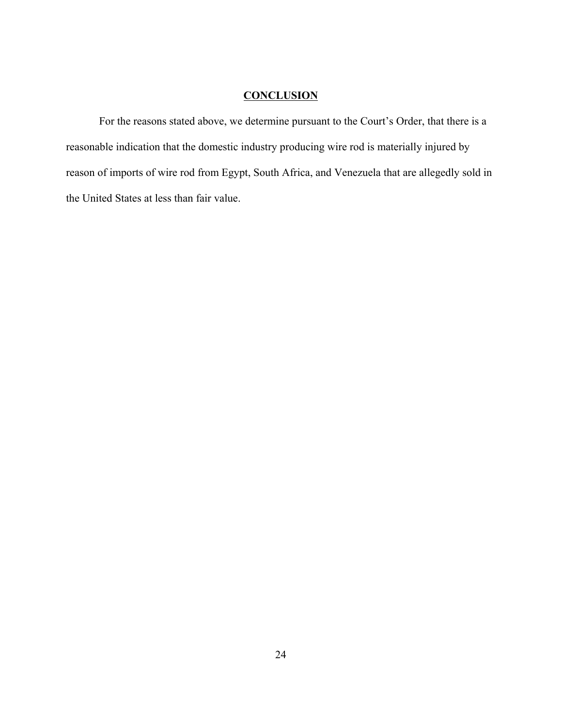## CONCLUSION

For the reasons stated above, we determine pursuant to the Court's Order, that there is a reasonable indication that the domestic industry producing wire rod is materially injured by reason of imports of wire rod from Egypt, South Africa, and Venezuela that are allegedly sold in the United States at less than fair value.